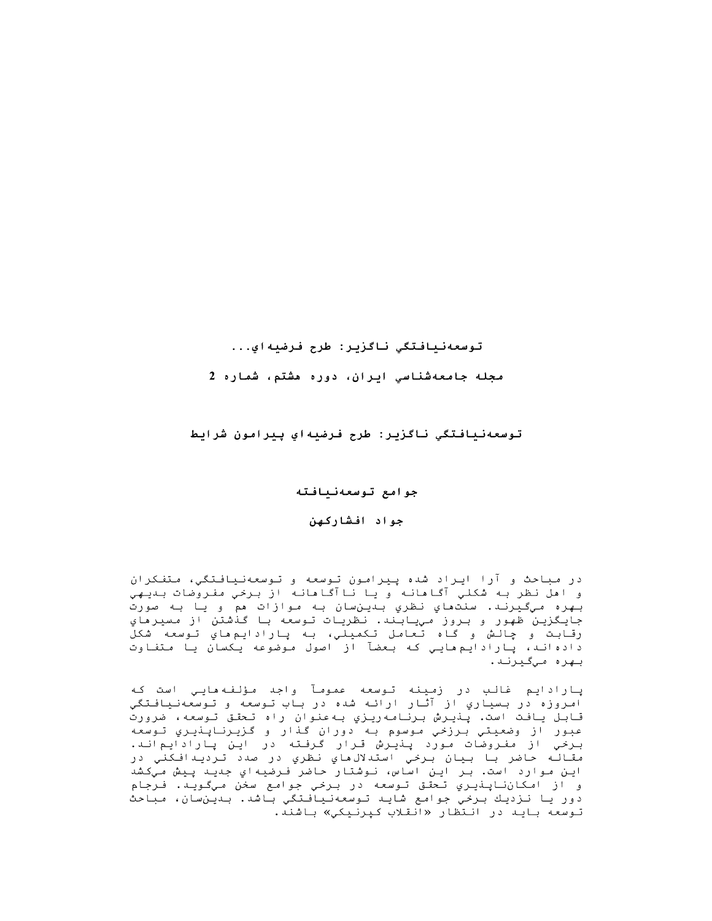توسعه‌نيافتگي ناگزير: طرح فرضيه‌اي...

مجله جامعه‌شناسي ايران، دوره هشتم، شماره 2

# توسعه‌نيافتگي ناگزير: طرح فرضيه‌اي پيرامون شرايط

# جوامع توسعه‌نيافته

**جواد افشاركهن**

در مباحث و آرا ايراد شده پيرامون توسعه و توسعه‌نيافتگي، متفكران و اهل نظر به شكلي آگاهانه و يا ناآگاهانه از برخي مفروضات بديهي بهره مي‌گيرند. سنت‌هاي نظري بدين‌سان به موازات هم و يا به صورت جايگزين ظهور و بروز مي‌يابند. نظريات توسعه با گذشتن از مسيرهاي رقابت و چالش و گاه تعامل تكميلي، به پارادايم‌هاي توسعه شكل داده‌اند، پارادايم‌هايي كه بعضاً از اصول موضوعه يكسان يا متفاوت بهره مي‌گيرند.

پارادايم غالب در زمينه توسعه عموماً واجد مؤلفه‌هايي است كه امروزه در بسياري از آثار ارائه شده در باب توسعه و توسعه‌نيافتگي قابل يافت است. پذيرش برنامه‌ريزي به‌عنوان راه تحقق توسعه، ضرورت عبور از وضعيتي برزخي موسوم به دوران گذار و گزيرناپذيري توسعه برخي از مفروضات مورد پذيرش قرار گرفته در اين پارادايم‌اند. مقاله حاضر با بيان برخي استدلال‌هاي نظري در صدد ترديدافكني در اين موارد است. بر اين اساس، نوشتار حاضر فرضيه‌اي جديد پيش مي‌كشد و از امكان‌ناپذيري تحقق توسعه در برخي جوامع سخن مي‌گويد. فرجام دور يا نزديك برخي جوامع شايد توسعه‌نيافتگي باشد. بدين‌سان، مباحث توسعه بايد در انتظار «انقلاب كپرنيكي» باشند.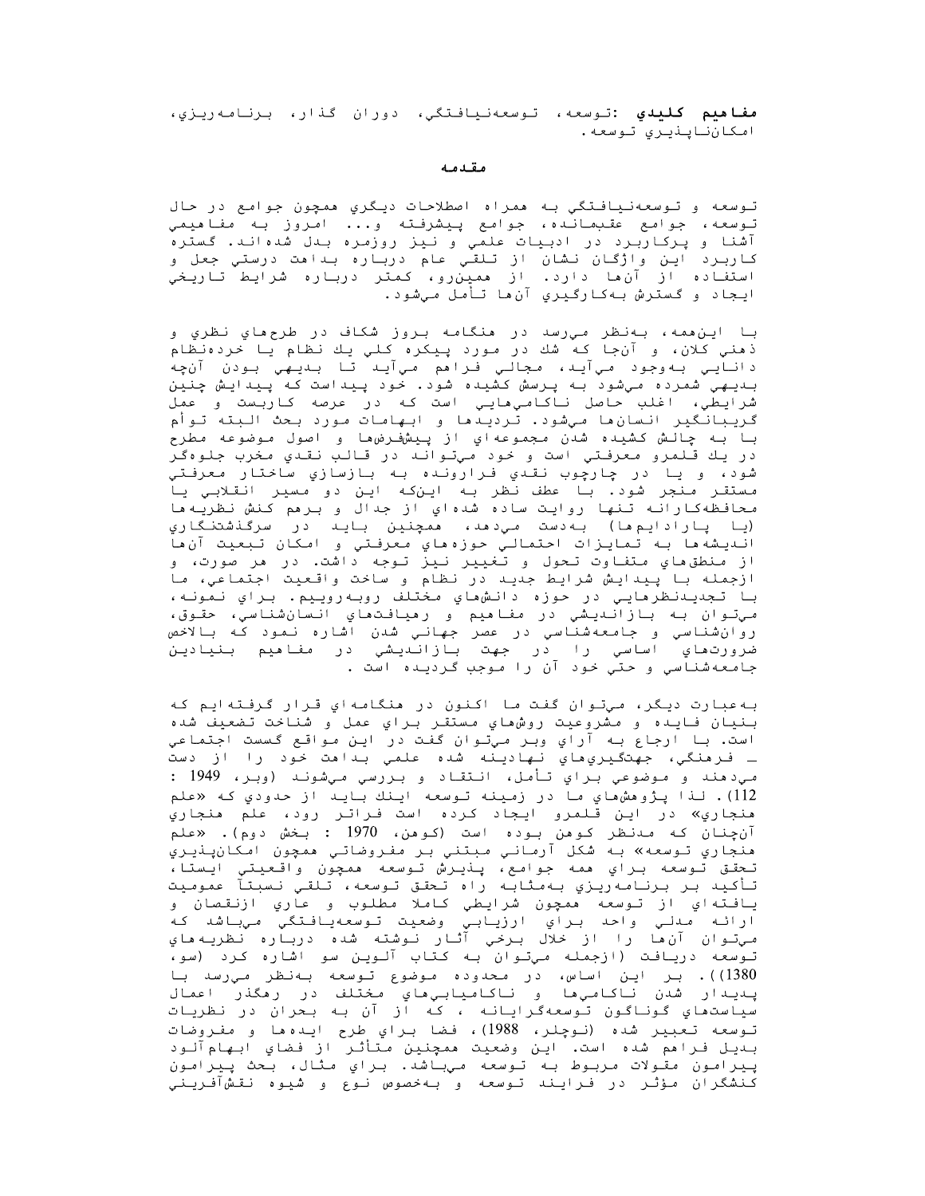**مفاهيم كليدي** :توسعه، توسعه‌نيافتگي، دوران گذار، برنامه‌ريزي، امكان‌ناپذيري توسعه.

## مقدمه

توسعه و توسعه‌نيافتگي به همراه اصطلاحات ديگري همچون جوامع در حال توسعه، جوامع عقب‌مانده، جوامع پيشرفته و... امروز به مفاهيمي آشنا و پركاربرد در ادبيات علمي و نيز روزمره بدل شده‌اند. گستره كاربرد اين واژگان نشان از تلقي عام درباره بداهت درستي جعل و استفاده از آن‌ها دارد. از همين‌رو، كمتر درباره شرايط تاريخي ايجاد و گسترش به‌كارگيري آن‌ها تأمل مي‌شود.

با اين‌همه، به‌نظر مي‌رسد در هنگامه بروز شكاف در طرح‌هاي نظري و ذهني كلان، و آنجا كه شك در مورد پيكره كلي يك نظام يا خرده‌نظام دانايي به‌وجود مي‌آيد، مجالي فراهم مي‌آيد تا بديهي بودن آنچه بديهي شمرده مي‌شود به پرسش كشيده شود. خود پيداست كه پيدايش چنين شرايطي، اغلب حاصل ناكامي‌هايي است كه در عرصه كاربست و عمل گريبانگير انسان‌ها مي‌شود. ترديدها و ابهامات مورد بحث البته توأم با به چالش كشيده شدن مجموعه‌اي از پيش‌فرض‌ها و اصول موضوعه مطرح در يك قلمرو معرفتي است و خود مي‌تواند در قالب نقدي مخرب جلوه‌گر شود، و يا در چارچوب نقدي فرارونده به بازسازي ساختار معرفتي مستقر منجر شود. با عطف نظر به اين‌كه اين دو مسير انقلابي يا محافظه‌كارانه تنها روايت ساده شده‌اي از جدال و برهم كنش نظريه‌ها (يا پارادايم‌ها) به‌دست مي‌دهد، همچنين بايد در سرگذشتنگاري انديشه‌ها به تمايزات احتمالي حوزه‌هاي معرفتي و امكان تبعيت آن‌ها از منطق‌هاي متفاوت تحول و تغيير نيز توجه داشت. در هر صورت، و ازجمله با پيدايش شرايط جديد در نظام و ساخت واقعيت اجتماعي، ما با تجديدنظرهايي در حوزه دانش‌هاي مختلف روبه‌روييم. براي نمونه، مي‌توان به بازانديشي در مفاهيم و رهيافت‌هاي انسان‌شناسي، حقوق، روان‌شناسي و جامعه‌شناسي در عصر جهاني شدن اشاره نمود كه بالاخص ضرورت‌هاي اساسي را در جهت بازانديشي در مفاهيم بنيادين جامعه‌شناسي و حتي خود آن را موجب گرديده است .

به‌عبارت ديگر، مي‌توان گفت ما اكنون در هنگامه‌اي قرار گرفته‌ايم كه بنيان فايده و مشروعيت روش‌هاي مستقر براي عمل و شناخت تضعيف شده است. با ارجاع به آراي وبر مي‌توان گفت در اين مواقع گسست اجتماعي ـ فرهنگي، جهت‌گيري‌هاي نهادينه شده علمي بداهت خود را از دست مي‌دهند و موضوعي براي تأمل، انتقاد و بررسي مي‌شوند (وبر، 1949 : 112). لذا پژوهش‌هاي ما در زمينه توسعه اينك بايد از حدودي كه «علم هنجاري» در اين قلمرو ايجاد كرده است فراتر رود، علم هنجاري آن‌چنان كه مدنظر كوهن بوده است (كوهن، 1970 : بخش دوم). «علم هنجاري توسعه» به شكل آرماني مبتني بر مفروضاتي همچون امكان‌پذيري تحقق توسعه براي همه جوامع، پذيرش توسعه همچون واقعيتي ايستا، تأكيد بر برنامه‌ريزي به‌مثابه راه تحقق توسعه، تلقي نسبتاً عموميت يافته‌اي از توسعه همچون شرايطي كاملا مطلوب و عاري ازنقصان و ارائه مدلي واحد براي ارزيابي وضعيت توسعه‌يافتگي مي‌باشد كه مي‌توان آن‌ها را از خلال برخي آثار نوشته شده درباره نظريه‌هاي توسعه دريافت (ازجمله مي‌توان به كتاب آلوين سو اشاره كرد (سو، 1380)). بر اين اساس، در محدوده موضوع توسعه به‌نظر مي‌رسد با پديدار شدن ناكامي‌ها و ناكاميابي‌هاي مختلف در رهگذر اعمال سياست‌هاي گوناگون توسعه‌گرايانه ، كه از آن به بحران در نظريات توسعه تعبير شده (نوچلر، 1988)، فضا براي طرح ايده‌ها و مفروضات بديل فراهم شده است. اين وضعيت همچنين متأثر از فضاي ابهام‌آلود پيرامون مقولات مربوط به توسعه مي‌باشد. براي مثال، بحث پيرامون كنشگران مؤثر در فرايند توسعه و به‌خصوص نوع و شيوه نقش‌آفريني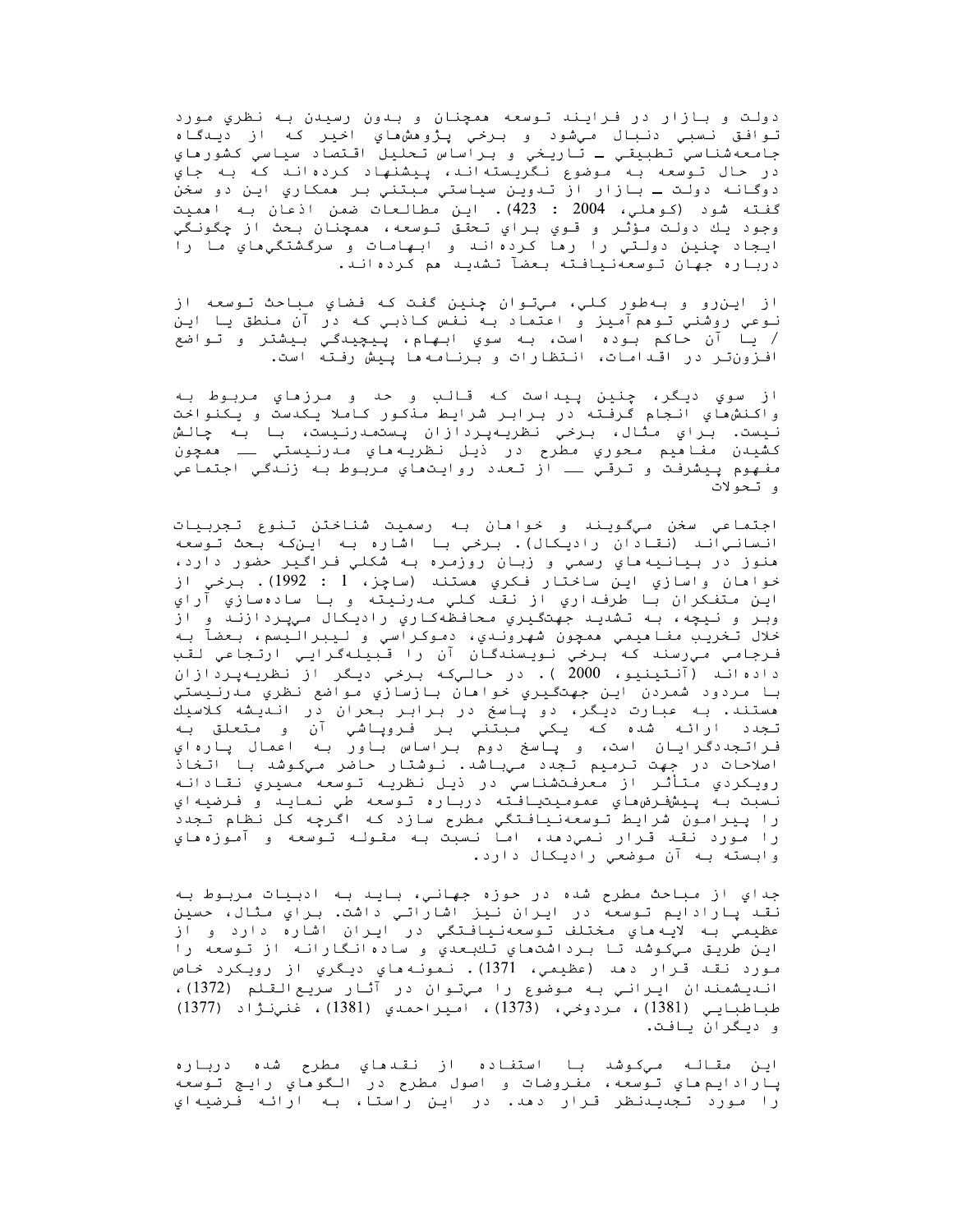دولت و بازار در فرايند توسعه همچنان و بدون رسيدن به نظري مورد توافق نسبي دنبال مي‌شود و برخي پژوهش‌هاي اخير كه از ديدگاه جامعه‌شناسي تطبيقي ــ تاريخي و براساس تحليل اقتصاد سياسي كشورهاي در حال توسعه به موضوع نگريسته‌اند، پيشنهاد كرده‌اند كه به جاي دوگانه دولت ــ بازار از تدوين سياستي مبتني بر همكاري اين دو سخن گفته شود (كوهلي، 2004 : 423). اين مطالعات ضمن اذعان به اهميت وجود يك دولت مؤثر و قوي براي تحقق توسعه، همچنان بحث از چگونگي ايجاد چنين دولتي را رها كرده‌اند و ابهامات و سرگشتگي‌هاي ما را درباره جهان توسعه‌نيافته بعضاً تشديد هم كرده‌اند.

از اين‌رو و به‌طور كلي، مي‌توان چنين گفت كه فضاي مباحث توسعه از نوعي روشني توهم‌آميز و اعتماد به نفس كاذبي كه در آن منطق يا اين / يا آن حاكم بوده است، به سوي ابهام، پيچيدگي بيشتر و تواضع افزون‌تر در اقدامات، انتظارات و برنامه‌ها پيش رفته است.

از سوي ديگر، چنين پيداست كه قالب و حد و مرزهاي مربوط به واكنش‌هاي انجام گرفته در برابر شرايط مذكور كاملا يكدست و يكنواخت نيست. براي مثال، برخي نظريه‌پردازان پست‌مدرنيست، با به چالش كشيدن مفاهيم محوري مطرح در ذيل نظريه‌هاي مدرنيستي ــ همچون مفهوم پيشرفت و ترقي ــ از تعدد روايت‌هاي مربوط به زندگي اجتماعي و تحولات

اجتماعي سخن مي‌گويند و خواهان به رسميت شناختن تنوع تجربيات انساني‌اند (نقادان راديكال). برخي با اشاره به اين‌كه بحث توسعه هنوز در بيانيه‌هاي رسمي و زبان روزمره به شكلي فراگير حضور دارد، خواهان واسازي اين ساختار فكري هستند (ساچز، 1 : 1992). برخي از اين متفكران با طرفداري از نقد كلي مدرنيته و با ساده‌سازي آراي وبر و نيچه، به تشديد جهتگيري محافظه‌كاري راديكال مي‌پردازند و از خلال تخريب مفاهيمي همچون شهروندي، دموكراسي و ليبراليسم، بعضاً به فرجامي مي‌رسند كه برخي نويسندگان آن را قبيله‌گرايي ارتجاعي لقب داده‌اند (آنتينيو، 2000). در حالي‌كه برخي ديگر از نظريه‌پردازان با مردود شمردن اين جهتگيري خواهان بازسازي مواضع نظري مدرنيستي هستند. به عبارت ديگر، دو پاسخ در برابر بحران در انديشه كلاسيك تجدد ارائه شده كه يكي مبتني بر فروپاشي آن و متعلق به فراتجددگرايان است، و پاسخ دوم براساس باور به اعمال پاره‌اي اصلاحات در جهت ترميم تجدد مي‌باشد. نوشتار حاضر مي‌كوشد با اتخاذ رويكردي متأثر از معرفت‌شناسي در ذيل نظريه توسعه مسيري نقادانه نسبت به پيشفرض‌هاي عموميت‌يافته درباره توسعه طي نمايد و فرضيه‌اي را پيرامون شرايط توسعه‌نيافتگي مطرح سازد كه اگرچه كل نظام تجدد را مورد نقد قرار نمي‌دهد، اما نسبت به مقوله توسعه و آموزه‌هاي وابسته به آن موضعي راديكال دارد.

جداي از مباحث مطرح شده در حوزه جهاني، بايد به ادبيات مربوط به نقد پارادايم توسعه در ايران نيز اشاراتي داشت. براي مثال، حسين عظيمي به لايه‌هاي مختلف توسعه‌نيافتگي در ايران اشاره دارد و از اين طريق مي‌كوشد تا برداشت‌هاي تك‌بعدي و ساده‌انگارانه از توسعه را مورد نقد قرار دهد (عظيمي، 1371). نمونه‌هاي ديگري از رويكرد خاص انديشمندان ايراني به موضوع را مي‌توان در آثار سريع‌القلم (1372)، طباطبايي (1381)، مردوخي، (1373)، اميراحمدي (1381)، غني‌نژاد (1377) و ديگران يافت.

اين مقاله مي‌كوشد با استفاده از نقدهاي مطرح شده درباره پارادايم‌هاي توسعه، مفروضات و اصول مطرح در الگوهاي رايج توسعه را مورد تجديدنظر قرار دهد. در اين راستا، به ارائه فرضيه‌اي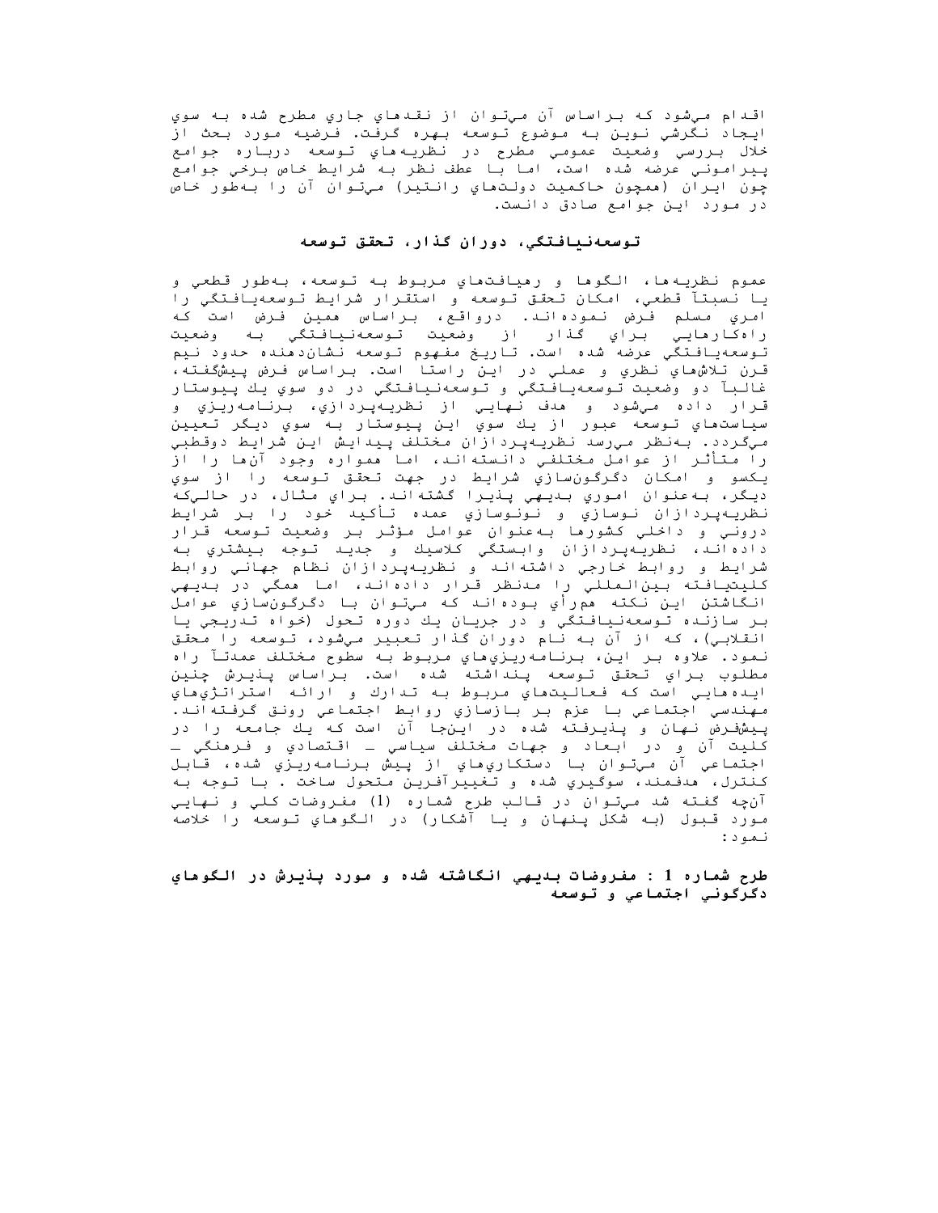اقدام مي‌شود كه براساس آن مي‌توان از نقدهاي جاري مطرح شده به سوي ايجاد نگرشي نوين به موضوع توسعه بهره گرفت. فرضيه مورد بحث از خلال بررسي وضعيت عمومي مطرح در نظريه‌هاي توسعه درباره جوامع پيراموني عرضه شده است، اما با عطف نظر به شرايط خاص برخي جوامع چون ايران (همچون حاكميت دولت‌هاي رانتير) مي‌توان آن را به‌طور خاص در مورد اين جوامع صادق دانست.

## توسعه‌نيافتگي، دوران گذار، تحقق توسعه

عموم نظريه‌ها، الگوها و رهيافت‌هاي مربوط به توسعه، به‌طور قطعي و يا نسبتاً قطعي، امكان تحقق توسعه و استقرار شرايط توسعه‌يافتگي را امري مسلم فرض نموده‌اند. درواقع، براساس همين فرض است كه راه‌كارهايي براي گذار از وضعيت توسعه‌نيافتگي به وضعيت توسعه‌يافتگي عرضه شده است. تاريخ مفهوم توسعه نشان‌دهنده حدود نيم قرن تلاش‌هاي نظري و عملي در اين راستا است. براساس فرض پيش‌گفته، غالباً دو وضعيت توسعه‌يافتگي و توسعه‌نيافتگي در دو سوي يك پيوستار قرار داده مي‌شود و هدف نهايي از نظريه‌پردازي، برنامه‌ريزي و سياست‌هاي توسعه عبور از يك سوي اين پيوستار به سوي ديگر تعيين مي‌گردد. به‌نظر مي‌رسد نظريه‌پردازان مختلف پيدايش اين شرايط دوقطبي را متأثر از عوامل مختلفي دانسته‌اند، اما همواره وجود آن‌ها را از يكسو و امكان دگرگون‌سازي شرايط در جهت تحقق توسعه را از سوي ديگر، به‌عنوان اموري بديهي پذيرا گشته‌اند. براي مثال، در حالي‌كه نظريه‌پردازان نوسازي و نونوسازي عمده تأكيد خود را بر شرايط دروني و داخلي كشورها به‌عنوان عوامل مؤثر بر وضعيت توسعه قرار داده‌اند، نظريه‌پردازان وابستگي كلاسيك و جديد توجه بيشتري به شرايط و روابط خارجي داشته‌اند و نظريه‌پردازان نظام جهاني روابط كليت‌يافته بين‌المللي را مدنظر قرار داده‌اند، اما همگي در بديهي انگاشتن اين نكته هم‌رأي بوده‌اند كه مي‌توان با دگرگون‌سازي عوامل بر سازنده توسعه‌نيافتگي و در جريان يك دوره تحول (خواه تدريجي يا انقلابي)، كه از آن به نام دوران گذار تعبير مي‌شود، توسعه را محقق نمود. علاوه بر اين، برنامه‌ريزي‌هاي مربوط به سطوح مختلف عمدتاً راه مطلوب براي تحقق توسعه پنداشته شده است. براساس پذيرش چنين ايده‌هايي است كه فعاليت‌هاي مربوط به تدارك و ارائه استراتژي‌هاي مهندسي اجتماعي با عزم بر بازسازي روابط اجتماعي رونق گرفته‌اند. پيش‌فرض نهان و پذيرفته شده در اين‌جا آن است كه يك جامعه را در كليت آن و در ابعاد و جهات مختلف سياسي ـ اقتصادي و فرهنگي ـ اجتماعي آن مي‌توان با دستكاري‌هاي از پيش برنامه‌ريزي شده، قابل كنترل، هدفمند، سوگيري شده و تغييرآفرين متحول ساخت . با توجه به آن‌چه گفته شد مي‌توان در قالب طرح شماره (1) مفروضات كلي و نهايي مورد قبول (به شكل پنهان و يا آشكار) در الگوهاي توسعه را خلاصه نمود:

**طرح شماره 1 : مفروضات بديهي انگاشته شده و مورد پذيرش در الگوهاي دگرگوني اجتماعي و توسعه**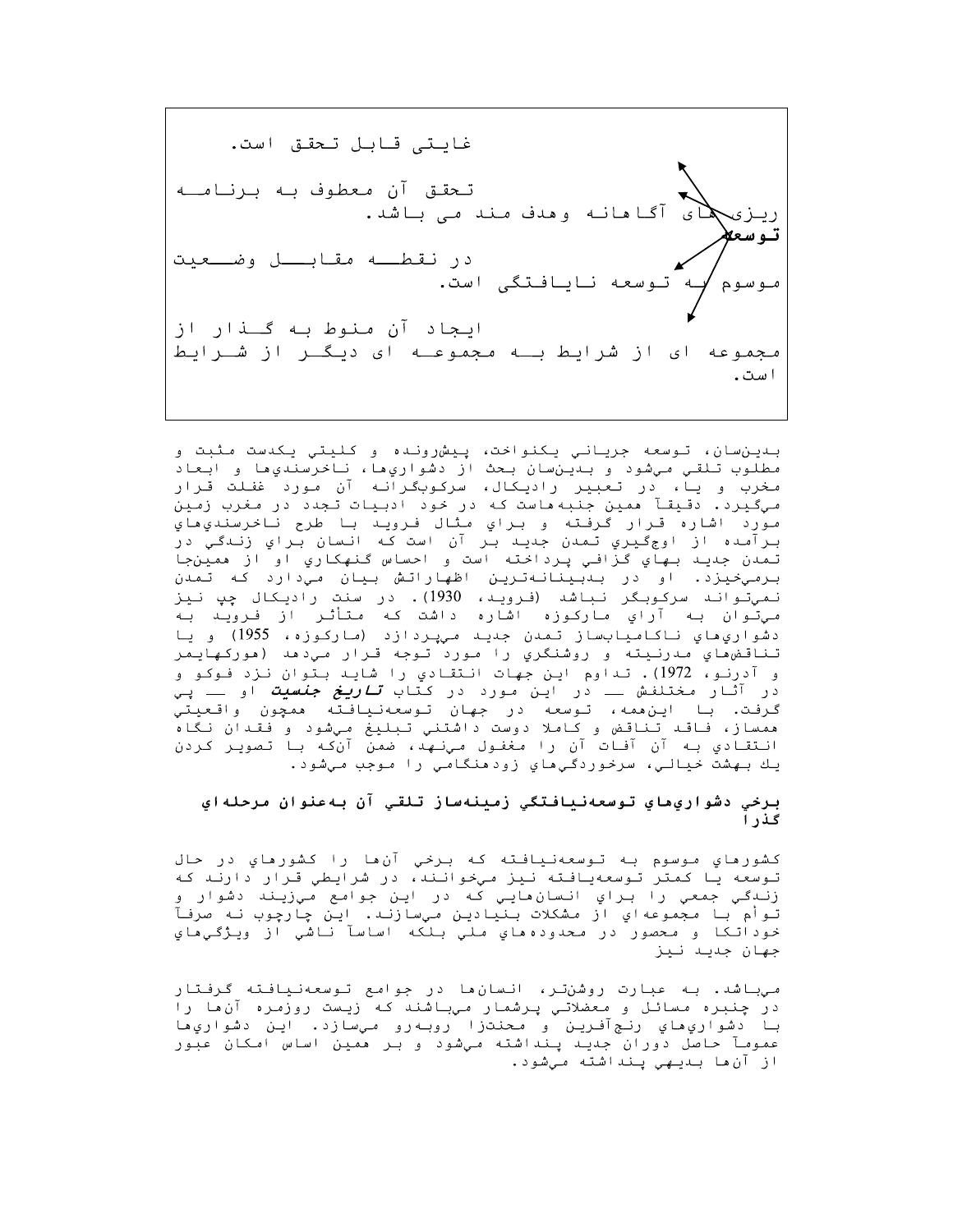غایتی قابل تحقق است.

تحقق آن معطوف به برنامه ریزی های آگاهانه وهدف مند می باشد.

**توسعه**

در نقطه مقابل وضعیت موسوم به توسعه نایافتگی است.

ایجاد آن منوط به گذار از مجموعه ای از شرایط به مجموعه ای دیگر از شرایط است.

بدين‌سان، توسعه جرياني يكنواخت، پيشرونده و كليتي يكدست مثبت و مطلوب تلقي مي‌شود و بدين‌سان بحث از دشواري‌ها، ناخرسندي‌ها و ابعاد مخرب و يا، در تعبير راديكال، سركوبگرانه آن مورد غفلت قرار مي‌گيرد. دقيقاً همين جنبه‌هاست كه در خود ادبيات تجدد در مغرب زمين مورد اشاره قرار گرفته و براي مثال فرويد با طرح ناخرسندي‌هاي برآمده از اوجگيري تمدن جديد بر آن است كه انسان براي زندگي در تمدن جديد بهاي گزافي پرداخته است و احساس گنهكاري او از همين‌جا برمي‌خيزد. او در بدبينانه‌ترين اظهاراتش بيان مي‌دارد كه تمدن نمي‌تواند سركوبگر نباشد (فرويد، 1930). در سنت راديكال چپ نيز مي‌توان به آراي ماركوزه اشاره داشت كه متأثر از فرويد به دشواري‌هاي ناكامياب‌ساز تمدن جديد مي‌پردازد (ماركوزه، 1955) و يا تناقض‌هاي مدرنيته و روشنگري را مورد توجه قرار مي‌دهد (هوركهايمر و آدرنو، 1972). تداوم اين جهات انتقادي را شايد بتوان نزد فوكو و در آثار مختلفش ـــ در اين مورد در كتاب ***تاريخ جنسيت*** او ـــ پي گرفت. با اين‌همه، توسعه در جهان توسعه‌نيافته همچون واقعيتي همساز، فاقد تناقض و كاملا دوست داشتني تبليغ مي‌شود و فقدان نگاه انتقادي به آن آفات آن را مغفول مي‌نهد، ضمن آنكه با تصوير كردن يك بهشت خيالي، سرخوردگي‌هاي زودهنگامي را موجب مي‌شود.

### برخي دشواري‌هاي توسعه‌نيافتگي زمينه‌ساز تلقي آن به‌عنوان مرحله‌اي گذرا

كشورهاي موسوم به توسعه‌نيافته كه برخي آنها را كشورهاي در حال توسعه يا كمتر توسعه‌يافته نيز مي‌خوانند، در شرايطي قرار دارند كه زندگي جمعي را براي انسان‌هايي كه در اين جوامع مي‌زيند دشوار و توأم با مجموعه‌اي از مشكلات بنيادين مي‌سازند. اين چارچوب نه صرفاً خوداتكا و محصور در محدوده‌هاي ملي بلكه اساساً ناشي از ويژگي‌هاي جهان جديد نيز

مي‌باشد. به عبارت روشن‌تر، انسان‌ها در جوامع توسعه‌نيافته گرفتار در چنبره مسائل و معضلاتي پرشمار مي‌باشند كه زيست روزمره آنها را با دشواري‌هاي رنج‌آفرين و محنت‌زا روبه‌رو مي‌سازد. اين دشواري‌ها عموماً حاصل دوران جديد پنداشته مي‌شود و بر همين اساس امكان عبور از آنها بديهي پنداشته مي‌شود.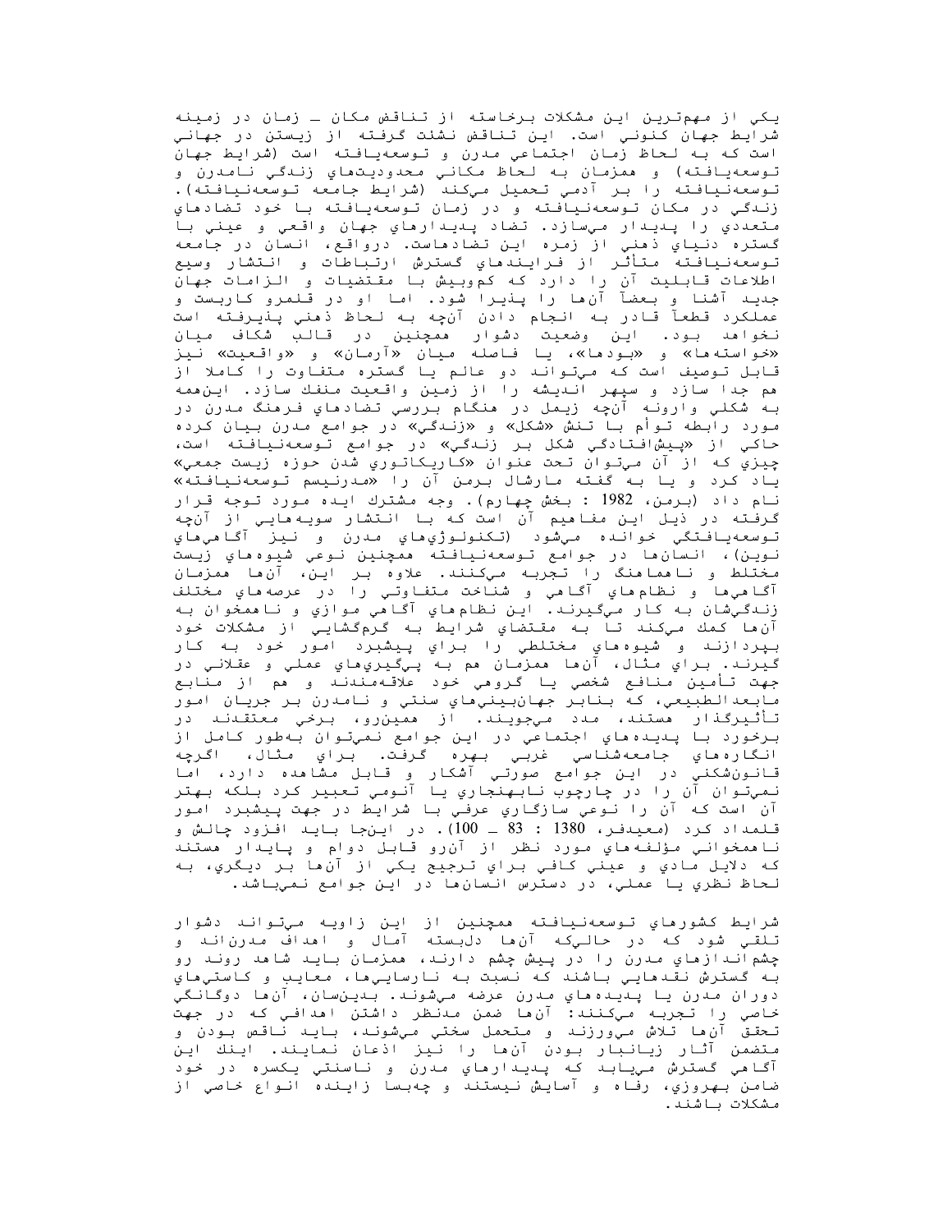يكي از مهم‌ترين اين مشكلات برخاسته از تناقض مكان ـ زمان در زمينه شرايط جهان كنوني است. اين تناقض نشئت گرفته از زيستن در جهاني است كه به لحاظ زمان اجتماعي مدرن و توسعه‌يافته است (شرايط جهان توسعه‌يافته) و همزمان به لحاظ مكاني محدوديت‌هاي زندگي نامدرن و توسعه‌نيافته را بر آدمي تحميل مي‌كند (شرايط جامعه توسعه‌نيافته). زندگي در مكان توسعه‌نيافته و در زمان توسعه‌يافته با خود تضادهاي متعددي را پديدار مي‌سازد. تضاد پديدارهاي جهان واقعي و عيني با گستره دنياي ذهني از زمره اين تضادهاست. درواقع، انسان در جامعه توسعه‌نيافته متأثر از فرايندهاي گسترش ارتباطات و انتشار وسيع اطلاعات قابليت آن را دارد كه كم‌وبيش با مقتضيات و الزامات جهان جديد آشنا و بعضاً آن‌ها را پذيرا شود. اما او در قلمرو كاربست و عملكرد قطعاً قادر به انجام دادن آنچه به لحاظ ذهني پذيرفته است نخواهد بود. اين وضعيت دشوار همچنين در قالب شكاف ميان «خواسته‌ها» و «بودها»، يا فاصله ميان «آرمان» و «واقعيت» نيز قابل توصيف است كه مي‌تواند دو عالم يا گستره متفاوت را كاملا از هم جدا سازد و سپهر انديشه را از زمين واقعيت منفك سازد. اين‌همه به شكلي وارونه آنچه زيمل در هنگام بررسي تضادهاي فرهنگ مدرن در مورد رابطه توأم با تنش «شكل» و «زندگي» در جوامع مدرن بيان كرده حاكي از «پيش‌افتادگي شكل بر زندگي» در جوامع توسعه‌نيافته است، چيزي كه از آن مي‌توان تحت عنوان «كاريكاتوري شدن حوزه زيست جمعي» ياد كرد و يا به گفته مارشال برمن آن را «مدرنيسم توسعه‌نيافته» نام داد (برمن، 1982 : بخش چهارم). وجه مشترك ايده مورد توجه قرار گرفته در ذيل اين مفاهيم آن است كه با انتشار سويه‌هايي از آنچه توسعه‌يافتگي خوانده مي‌شود (تكنولوژي‌هاي مدرن و نيز آگاهي‌هاي نوين)، انسان‌ها در جوامع توسعه‌نيافته همچنين نوعي شيوه‌هاي زيست مختلط و ناهماهنگ را تجربه مي‌كنند. علاوه بر اين، آن‌ها همزمان آگاهي‌ها و نظام‌هاي آگاهي و شناخت متفاوتي را در عرصه‌هاي مختلف زندگي‌شان به كار مي‌گيرند. اين نظام‌هاي آگاهي موازي و ناهمخوان به آن‌ها كمك مي‌كند تا به مقتضاي شرايط به گره‌گشايي از مشكلات خود بپردازند و شيوه‌هاي مختلطي را براي پيشبرد امور خود به كار گيرند. براي مثال، آن‌ها همزمان هم به پي‌گيري‌هاي عملي و عقلاني در جهت تأمين منافع شخصي يا گروهي خود علاقه‌مندند و هم از منابع مابعدالطبيعي، كه بنابر جهان‌بيني‌هاي سنتي و نامدرن بر جريان امور تأثيرگذار هستند، مدد مي‌جويند. از همين‌رو، برخي معتقدند در برخورد با پديده‌هاي اجتماعي در اين جوامع نمي‌توان به‌طور كامل از انگاره‌هاي جامعه‌شناسي غربي بهره گرفت. براي مثال، اگرچه قانون‌شكني در اين جوامع صورتي آشكار و قابل مشاهده دارد، اما نمي‌توان آن را در چارچوب نابهنجاري يا آنومي تعبير كرد بلكه بهتر آن است كه آن را نوعي سازگاري عرفي با شرايط در جهت پيشبرد امور قلمداد كرد (معيدفر، 1380 : 83 ـ 100). در اين‌جا بايد افزود چالش و ناهمخواني مؤلفه‌هاي مورد نظر از آن‌رو قابل دوام و پايدار هستند كه دلايل مادي و عيني كافي براي ترجيح يكي از آن‌ها بر ديگري، به لحاظ نظري يا عملي، در دسترس انسان‌ها در اين جوامع نمي‌باشد.

شرايط كشورهاي توسعه‌نيافته همچنين از اين زاويه مي‌تواند دشوار تلقي شود كه در حالي‌كه آن‌ها دلبسته آمال و اهداف مدرن‌اند و چشم‌اندازهاي مدرن را در پيش چشم دارند، همزمان بايد شاهد روند رو به گسترش نقدهايي باشند كه نسبت به نارسايي‌ها، معايب و كاستي‌هاي دوران مدرن يا پديده‌هاي مدرن عرضه مي‌شوند. بدين‌سان، آن‌ها دوگانگي خاصي را تجربه مي‌كنند: آن‌ها ضمن مدنظر داشتن اهدافي كه در جهت تحقق آن‌ها تلاش مي‌ورزند و متحمل سختي مي‌شوند، بايد ناقص بودن و متضمن آثار زيانبار بودن آن‌ها را نيز اذعان نمايند. اينك اين آگاهي گسترش مي‌يابد كه پديدارهاي مدرن و ناسنتي يكسره در خود ضامن بهروزي، رفاه و آسايش نيستند و چه‌بسا زاينده انواع خاصي از مشكلات باشند.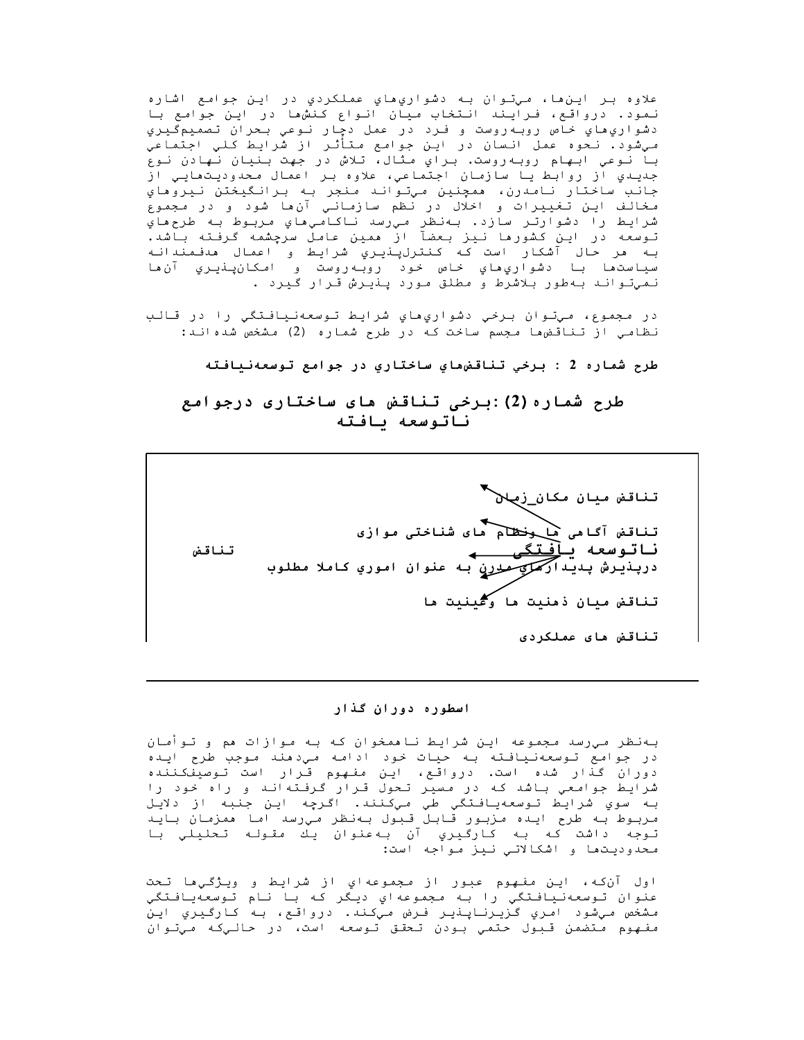علاوه بر اين‌ها، مي‌توان به دشواري‌هاي عملكردي در اين جوامع اشاره نمود. درواقع، فرايند انتخاب ميان انواع كنش‌ها در اين جوامع با دشواري‌هاي خاص روبه‌روست و فرد در عمل دچار نوعي بحران تصميم‌گيري مي‌شود. نحوه عمل انسان در اين جوامع متأثر از شرايط كلي اجتماعي با نوعي ابهام روبه‌روست. براي مثال، تلاش در جهت بنيان نهادن نوع جديدي از روابط يا سازمان اجتماعي، علاوه بر اعمال محدوديت‌هايي از جانب ساختار نامدرن، همچنين مي‌تواند منجر به برانگيختن نيروهاي مخالف اين تغييرات و اخلال در نظم سازماني آن‌ها شود و در مجموع شرايط را دشوارتر سازد. به‌نظر مي‌رسد ناكامي‌هاي مربوط به طرح‌هاي توسعه در اين كشورها نيز بعضاً از همين عامل سرچشمه گرفته باشد. به هر حال آشكار است كه كنترل‌پذيري شرايط و اعمال هدفمندانه سياست‌ها با دشواري‌هاي خاص خود روبه‌روست و امكان‌پذيري آن‌ها نمي‌تواند به‌طور بلاشرط و مطلق مورد پذيرش قرار گيرد .

در مجموع، مي‌توان برخي دشواري‌هاي شرايط توسعه‌نيافتگي را در قالب نظامي از تناقض‌ها مجسم ساخت كه در طرح شماره (2) مشخص شده‌اند:

**طرح شماره 2 : برخي تناقض‌هاي ساختاري در جوامع توسعه‌نيافته**

**طرح شماره (2):برخی تناقض های ساختاری درجوامع ناتوسعه یافته**

تناقض ناتوسعه یافتگی:

- تناقض میان مکان_زمان
- تناقض آگاهی ها ونظام های شناختی موازی
- درپذیرش پدیدارهای مدرن به عنوان اموري كاملا مطلوب
- تناقض میان ذهنیت ها وعینیت ها
- تناقض های عملکردی

---

**اسطوره دوران گذار**

به‌نظر مي‌رسد مجموعه اين شرايط ناهمخوان كه به موازات هم و توأمان در جوامع توسعه‌نيافته به حيات خود ادامه مي‌دهند موجب طرح ايده دوران گذار شده است. درواقع، اين مفهوم قرار است توصيف‌كننده شرايط جوامعي باشد كه در مسير تحول قرار گرفته‌اند و راه خود را به سوي شرايط توسعه‌يافتگي طي مي‌كنند. اگرچه اين جنبه از دلايل مربوط به طرح ايده مزبور قابل قبول به‌نظر مي‌رسد اما همزمان بايد توجه داشت كه به كارگيري آن به‌عنوان يك مقوله تحليلي با محدوديت‌ها و اشكالاتي نيز مواجه است:

اول آنكه، اين مفهوم عبور از مجموعه‌اي از شرايط و ويژگي‌ها تحت عنوان توسعه‌نيافتگي را به مجموعه‌اي ديگر كه با نام توسعه‌يافتگي مشخص مي‌شود امري گزيرناپذير فرض مي‌كند. درواقع، به كارگيري اين مفهوم متضمن قبول حتمي بودن تحقق توسعه است، در حالي‌كه مي‌توان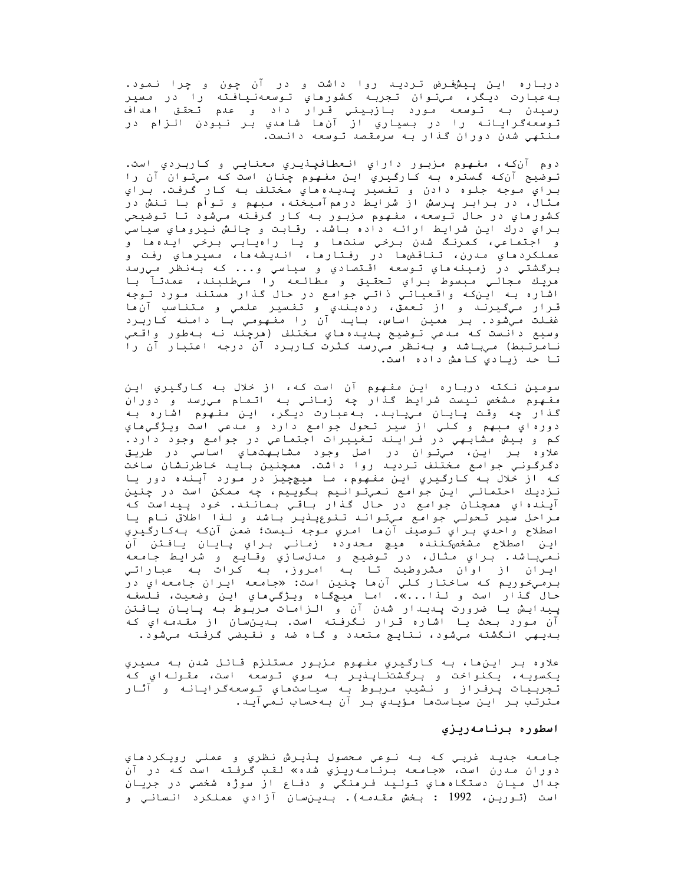درباره اين پيشفرض ترديد روا داشت و در آن چون و چرا نمود. به‌عبارت ديگر، مي‌توان تجربه كشورهاي توسعه‌نيافته را در مسير رسيدن به توسعه مورد بازبيني قرار داد و عدم تحقق اهداف توسعه‌گرايانه را در بسياري از آن‌ها شاهدي بر نبودن الزام در منتهي شدن دوران گذار به سرمقصد توسعه دانست.

دوم آنكه، مفهوم مزبور داراي انعطاف‌پذيري معنايي و كاربردي است. توضيح آنكه گستره به كارگيري اين مفهوم چنان است كه مي‌توان آن را براي موجه جلوه دادن و تفسير پديده‌هاي مختلف به كار گرفت. براي مثال، در برابر پرسش از شرايط درهم‌آميخته، مبهم و توأم با تنش در كشورهاي در حال توسعه، مفهوم مزبور به كار گرفته مي‌شود تا توضيحي براي درك اين شرايط ارائه داده باشد. رقابت و چالش نيروهاي سياسي و اجتماعي، كمرنگ شدن برخي سنت‌ها و يا راه‌يابي برخي ايده‌ها و عملكردهاي مدرن، تناقض‌ها در رفتارها، انديشه‌ها، مسيرهاي رفت و برگشتي در زمينه‌هاي توسعه اقتصادي و سياسي و... كه به‌نظر مي‌رسد هريك مجالي مبسوط براي تحقيق و مطالعه را مي‌طلبند، عمدتاً با اشاره به اين‌كه واقعياتي ذاتي جوامع در حال گذار هستند مورد توجه قرار مي‌گيرند و از تعمق، رده‌بندي و تفسير علمي و متناسب آن‌ها غفلت مي‌شود. بر همين اساس، بايد آن را مفهومي با دامنه كاربرد وسيع دانست كه مدعي توضيح پديده‌هاي مختلف (هرچند نه به‌طور واقعي نامرتبط) مي‌باشد و به‌نظر مي‌رسد كثرت كاربرد آن درجه اعتبار آن را تا حد زيادي كاهش داده است.

سومين نكته درباره اين مفهوم آن است كه، از خلال به كارگيري اين مفهوم مشخص نيست شرايط گذار چه زماني به اتمام مي‌رسد و دوران گذار چه وقت پايان مي‌يابد. به‌عبارت ديگر، اين مفهوم اشاره به دوره‌اي مبهم و كلي از سير تحول جوامع دارد و مدعي است ويژگي‌هاي كم و بيش مشابهي در فرايند تغييرات اجتماعي در جوامع وجود دارد. علاوه بر اين، مي‌توان در اصل وجود مشابهت‌هاي اساسي در طريق دگرگوني جوامع مختلف ترديد روا داشت. همچنين بايد خاطرنشان ساخت كه از خلال به كارگيري اين مفهوم، ما هيچ‌چيز در مورد آينده دور يا نزديك احتمالي اين جوامع نمي‌توانيم بگوييم، چه ممكن است در چنين آينده‌اي همچنان جوامع در حال گذار باقي بمانند. خود پيداست كه مراحل سير تحولي جوامع مي‌تواند تنوع‌پذير باشد و لذا اطلاق نام يا اصطلاح واحدي براي توصيف آن‌ها امري موجه نيست؛ ضمن آنكه به‌كارگيري اين اصطلاح مشخص‌كننده هيچ محدوده زماني براي پايان يافتن آن نمي‌باشد. براي مثال، در توضيح و مدلسازي وقايع و شرايط جامعه ايران از اوان مشروطيت تا به امروز، به كرات به عباراتي برمي‌خوريم كه ساختار كلي آن‌ها چنين است: «جامعه ايران جامعه‌اي در حال گذار است و لذا...». اما هيچگاه ويژگي‌هاي اين وضعيت، فلسفه پيدايش يا ضرورت پديدار شدن آن و الزامات مربوط به پايان يافتن آن مورد بحث يا اشاره قرار نگرفته است. بدين‌سان از مقدمه‌اي كه بديهي انگشته مي‌شود، نتايج متعدد و گاه ضد و نقيضي گرفته مي‌شود.

علاوه بر اين‌ها، به كارگيري مفهوم مزبور مستلزم قائل شدن به مسيري يكسويه، يكنواخت و برگشت‌ناپذير به سوي توسعه است، مقوله‌اي كه تجربيات پرفراز و نشيب مربوط به سياست‌هاي توسعه‌گرايانه و آثار مترتب بر اين سياست‌ها مؤيدي بر آن به‌حساب نمي‌آيد.

### اسطوره برنامه‌ريزي

جامعه جديد غربي كه به نوعي محصول پذيرش نظري و عملي رويكردهاي دوران مدرن است، «جامعه برنامه‌ريزي شده» لقب گرفته است كه در آن جدال ميان دستگاه‌هاي توليد فرهنگي و دفاع از سوژه شخصي در جريان است (تورين، 1992 : بخش مقدمه). بدين‌سان آزادي عملكرد انساني و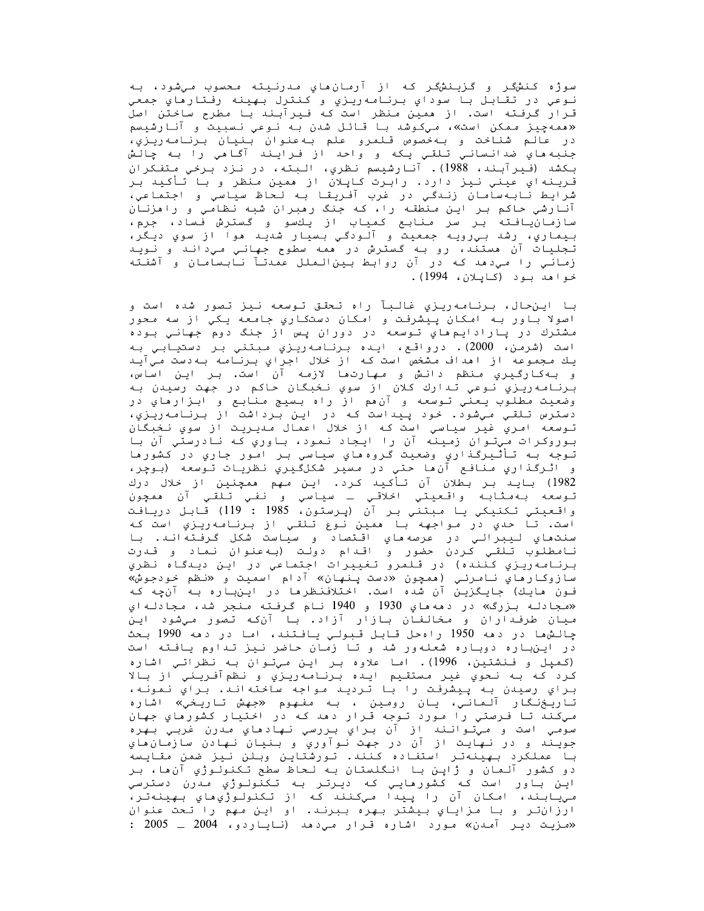سوژه كنشگر و گزينشگر كه از آرمان‌هاي مدرنيته محسوب مي‌شود، به نوعي در تقابل با سوداي برنامه‌ريزي و كنترل بهينه رفتارهاي جمعي قرار گرفته است. از همين منظر است كه فيرآبند با مطرح ساختن اصل «همه‌چيز ممكن است»، مي‌كوشد با قائل شدن به نوعي نسبيت و آنارشيسم در عالم شناخت و به‌خصوص قلمرو علم به‌عنوان بنيان برنامه‌ريزي، جنبه‌هاي ضدانساني تلقي يكه و واحد از فرايند آگاهي را به چالش بكشد (فيرآبند، 1988). آنارشيسم نظري، البته، در نزد برخي متفكران قرينه‌اي عيني نيز دارد. رابرت كاپلان از همين منظر و با تأكيد بر شرايط نابه‌سامان زندگي در غرب آفريقا به لحاظ سياسي و اجتماعي، آنارشي حاكم بر اين منطقه را، كه جنگ رهبران شبه نظامي و راهزنان سازمان‌يافته بر سر منابع كمياب از يكسو و گسترش فساد، جرم، بيماري، رشد بي‌رويه جمعيت و آلودگي بسيار شديد هوا از سوي ديگر، تجليات آن هستند، رو به گسترش در همه سطوح جهاني مي‌داند و نويد زماني را مي‌دهد كه در آن روابط بين‌الملل عمدتاً نابسامان و آشفته خواهد بود (كاپلان، 1994).

با اين‌حال، برنامه‌ريزي غالباً راه تحقق توسعه نيز تصور شده است و اصولا باور به امكان پيشرفت و امكان دستكاري جامعه يكي از سه محور مشترك در پارادايم‌هاي توسعه در دوران پس از جنگ دوم جهاني بوده است (شرمن، 2000). درواقع، ايده برنامه‌ريزي مبتني بر دستيابي به يك مجموعه از اهداف مشخص است كه از خلال اجراي برنامه به‌دست مي‌آيد و به‌كارگيري منظم دانش و مهارت‌ها لازمه آن است. بر اين اساس، برنامه‌ريزي نوعي تدارك كلان از سوي نخبگان حاكم در جهت رسيدن به وضعيت مطلوب يعني توسعه و آن‌هم از راه بسيج منابع و ابزارهاي در دسترس تلقي مي‌شود. خود پيداست كه در اين برداشت از برنامه‌ريزي، توسعه امري غير سياسي است كه از خلال اعمال مديريت از سوي نخبگان بوروكرات مي‌توان زمينه آن را ايجاد نمود، باوري كه نادرستي آن با توجه به تأثيرگذاري وضعيت گروه‌هاي سياسي بر امور جاري در كشورها و اثرگذاري منافع آن‌ها حتي در مسير شكل‌گيري نظريات توسعه (بوچر، 1982) بايد بر بطلان آن تأكيد كرد. اين مهم همچنين از خلال درك توسعه به‌مثابه واقعيتي اخلاقي ـ سياسي و نفي تلقي آن همچون واقعيتي تكنيكي يا مبتني بر آن (پرستون، 1985 : 119) قابل دريافت است. تا حدي در مواجهه با همين نوع تلقي از برنامه‌ريزي است كه سنت‌هاي ليبرالي در عرصه‌هاي اقتصاد و سياست شكل گرفته‌اند. با نامطلوب تلقي كردن حضور و اقدام دولت (به‌عنوان نماد و قدرت برنامه‌ريزي كننده) در قلمرو تغييرات اجتماعي در اين ديدگاه نظري سازوكارهاي نامرئي (همچون «دست پنهان» آدام اسميت و «نظم خودجوش» فون هايك) جايگزين آن شده است. اختلاف‌نظرها در اين‌باره به آن‌چه كه «مجادله بزرگ» در دهه‌هاي 1930 و 1940 نام گرفته منجر شد، مجادله‌اي ميان طرفداران و مخالفان بازار آزاد. با آن‌كه تصور مي‌شود اين چالش‌ها در دهه 1950 راه‌حل قابل قبولي يافتند، اما در دهه 1990 بحث در اين‌باره دوباره شعله‌ور شد و تا زمان حاضر نيز تداوم يافته است (كمپل و فنشتين، 1996). اما علاوه بر اين مي‌توان به نظراتي اشاره كرد كه به نحوي غير مستقيم ايده برنامه‌ريزي و نظم‌آفريني از بالا براي رسيدن به پيشرفت را با ترديد مواجه ساخته‌اند. براي نمونه، تاريخ‌نگار آلماني، يان رومين، به مفهوم «جهش تاريخي» اشاره مي‌كند تا فرصتي را مورد توجه قرار دهد كه در اختيار كشورهاي جهان سومي است و مي‌توانند از آن براي بررسي نهادهاي مدرن غربي بهره جويند و در نهايت از آن در جهت نوآوري و بنيان نهادن سازمان‌هاي با عملكرد بهينه‌تر استفاده كنند. تورشتاين وبلن نيز ضمن مقايسه دو كشور آلمان و ژاپن با انگلستان به لحاظ سطح تكنولوژي آن‌ها، بر اين باور است كه كشورهايي كه ديرتر به تكنولوژي مدرن دسترسي مي‌يابند، امكان آن را پيدا مي‌كنند كه از تكنولوژي‌هاي بهينه‌تر، ارزان‌تر و با مزاياي بيشتر بهره ببرند. او اين مهم را تحت عنوان «مزيت دير آمدن» مورد اشاره قرار مي‌دهد (ناياردو، 2004 ـ 2005 :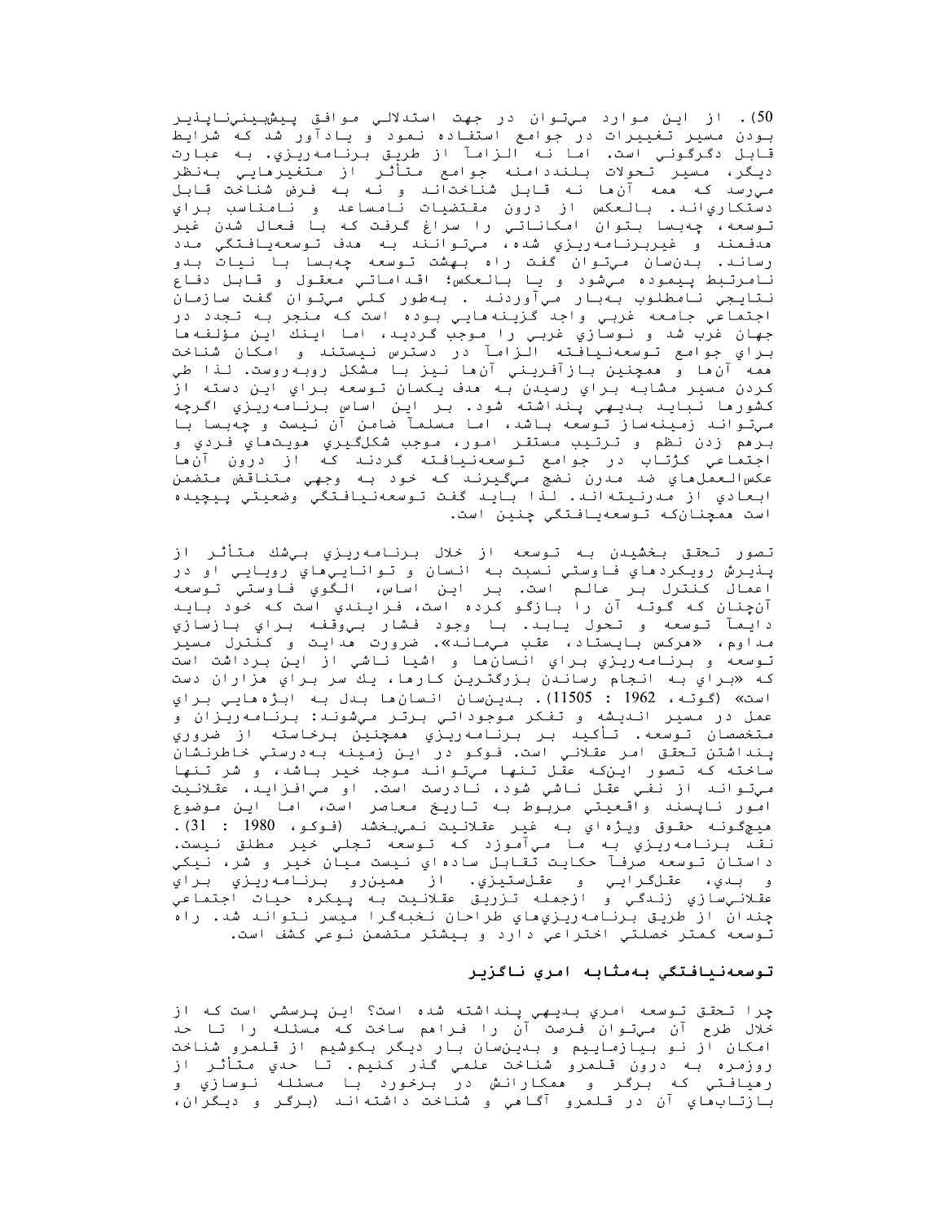50) . از اين موارد مي‌توان در جهت استدلالي موافق پيش‌بيني‌ناپذير بودن مسير تغييرات در جوامع استفاده نمود و يادآور شد كه شرايط قابل دگرگوني است. اما نه الزاماً از طريق برنامه‌ريزي. به عبارت ديگر، مسير تحولات بلنددامنه جوامع متأثر از متغيرهايي به‌نظر مي‌رسد كه همه آن‌ها نه قابل شناخت‌اند و نه به فرض شناخت قابل دستكاري‌اند. بالعكس از درون مقتضيات نامساعد و نامناسب براي توسعه، چه‌بسا بتوان امكاناتي را سراغ گرفت كه با فعال شدن غير هدفمند و غيربرنامه‌ريزي شده، مي‌توانند به هدف توسعه‌يافتگي مدد رسانند. بدين‌سان مي‌توان گفت راه بهشت توسعه چه‌بسا با نيات بدو نامرتبط پيموده مي‌شود و يا بالعكس؛ اقداماتي معقول و قابل دفاع نتايجي نامطلوب به‌بار مي‌آوردند . به‌طور كلي مي‌توان گفت سازمان اجتماعي جامعه غربي واجد گزينه‌هايي بوده است كه منجر به تجدد در جهان غرب شد و نوسازي غربي را موجب گرديد، اما اينك اين مؤلفه‌ها براي جوامع توسعه‌نيافته الزاماً در دسترس نيستند و امكان شناخت همه آن‌ها و همچنين بازآفريني آن‌ها نيز با مشكل روبه‌روست. لذا طي كردن مسير مشابه براي رسيدن به هدف يكسان توسعه براي اين دسته از كشورها نبايد بديهي پنداشته شود. بر اين اساس برنامه‌ريزي اگرچه مي‌تواند زمينه‌ساز توسعه باشد، اما مسلماً ضامن آن نيست و چه‌بسا با برهم زدن نظم و ترتيب مستقر امور، موجب شكل‌گيري هويت‌هاي فردي و اجتماعي كژتاب در جوامع توسعه‌نيافته گردند كه از درون آن‌ها عكس‌العمل‌هاي ضد مدرن نضج مي‌گيرند كه خود به وجهي متناقض متضمن ابعادي از مدرنيته‌اند. لذا بايد گفت توسعه‌نيافتگي وضعيتي پيچيده است همچنان‌كه توسعه‌يافتگي چنين است.

تصور تحقق بخشيدن به توسعه از خلال برنامه‌ريزي بي‌شك متأثر از پذيرش رويكردهاي فاوستي نسبت به انسان و توانايي‌هاي رويايي او در اعمال كنترل بر عالم است. بر اين اساس، الگوي فاوستي توسعه آن‌چنان كه گوته آن را بازگو كرده است، فرايندي است كه خود بايد دايماً توسعه و تحول يابد. با وجود فشار بي‌وقفه براي بازسازي مداوم، «هركس بايستاد، عقب مي‌ماند». ضرورت هدايت و كنترل مسير توسعه و برنامه‌ريزي براي انسان‌ها و اشيا ناشي از اين برداشت است كه «براي به انجام رساندن بزرگترين كارها، يك سر براي هزاران دست است» (گوته، 1962 : 11505). بدين‌سان انسان‌ها بدل به ابژه‌هايي براي عمل در مسير انديشه و تفكر موجوداتي برتر مي‌شوند: برنامه‌ريزان و متخصصان توسعه. تأكيد بر برنامه‌ريزي همچنين برخاسته از ضروري پنداشتن تحقق امر عقلاني است. فوكو در اين زمينه به‌درستي خاطرنشان ساخته كه تصور اين‌كه عقل تنها مي‌تواند موجد خير باشد، و شر تنها مي‌تواند از نفي عقل ناشي شود، نادرست است. او مي‌افزايد، عقلانيت امور ناپسند واقعيتي مربوط به تاريخ معاصر است، اما اين موضوع هيچ‌گونه حقوق ويژه‌اي به غير عقلانيت نمي‌بخشد (فوكو، 1980 : 31). نقد برنامه‌ريزي به ما مي‌آموزد كه توسعه تجلي خير مطلق نيست. داستان توسعه صرفاً حكايت تقابل ساده‌اي نيست ميان خير و شر، نيكي و بدي، عقل‌گرايي و عقل‌ستيزي. از همين‌رو برنامه‌ريزي براي عقلاني‌سازي زندگي و ازجمله تزريق عقلانيت به پيكره حيات اجتماعي چندان از طريق برنامه‌ريزي‌هاي طراحان نخبه‌گرا ميسر نتواند شد. راه توسعه كمتر خصلتي اختراعي دارد و بيشتر متضمن نوعي كشف است.

## توسعه‌نيافتگي به‌مثابه امري ناگزير

چرا تحقق توسعه امري بديهي پنداشته شده است؟ اين پرسشي است كه از خلال طرح آن مي‌توان فرصت آن را فراهم ساخت كه مسئله را تا حد امكان از نو بيازماييم و بدين‌سان بار ديگر بكوشيم از قلمرو شناخت روزمره به درون قلمرو شناخت علمي گذر كنيم. تا حدي متأثر از رهيافتي كه برگر و همكارانش در برخورد با مسئله نوسازي و بازتاب‌هاي آن در قلمرو آگاهي و شناخت داشته‌اند (برگر و ديگران،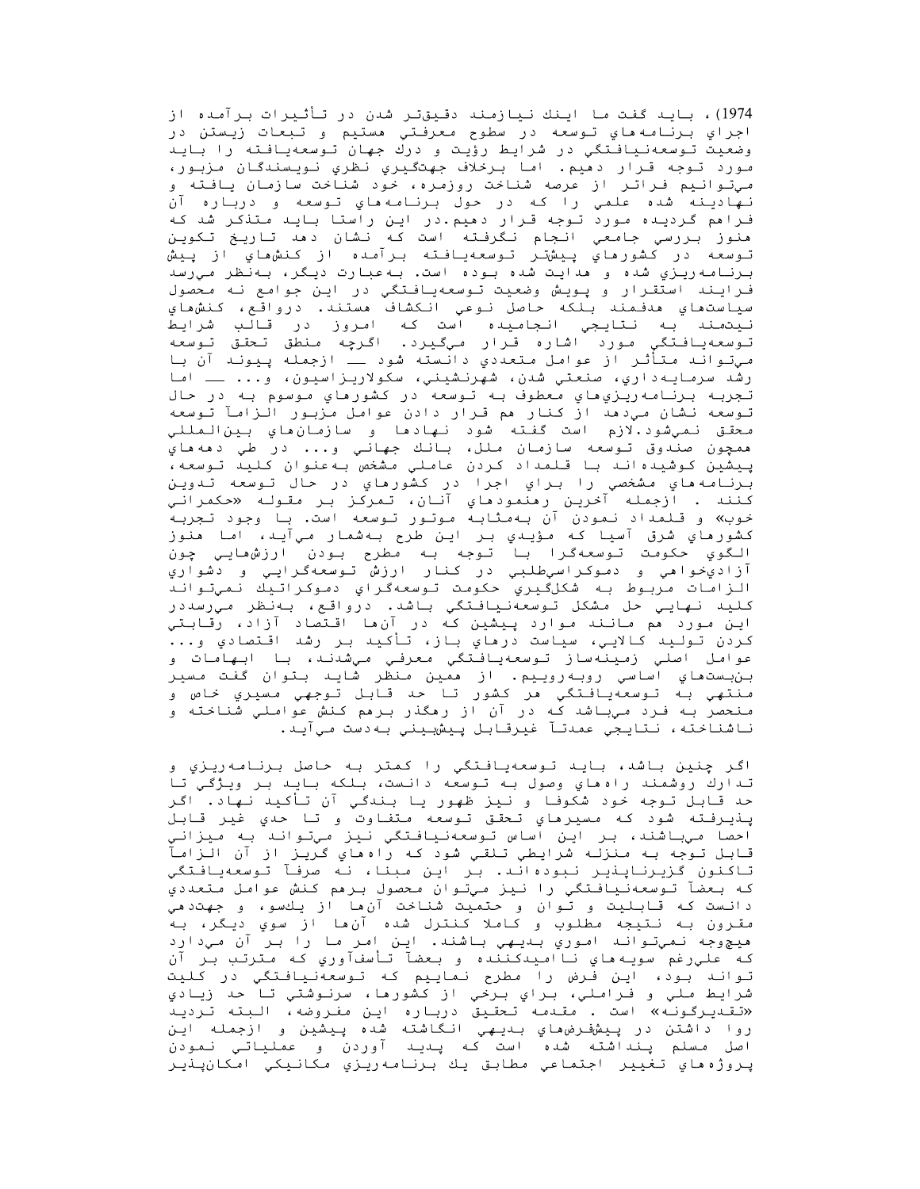1974)، بايد گفت ما اينك نيازمند دقيق‌تر شدن در تأثيرات برآمده از اجراي برنامه‌هاي توسعه در سطوح معرفتي هستيم و تبعات زيستن در وضعيت توسعه‌نيافتگي در شرايط رؤيت و درك جهان توسعه‌يافته را بايد مورد توجه قرار دهيم. اما برخلاف جهت‌گيري نظري نويسندگان مزبور، مي‌توانيم فراتر از عرصه شناخت روزمره، خود شناخت سازمان يافته و نهادينه شده علمي را كه در حول برنامه‌هاي توسعه و درباره آن فراهم گرديده مورد توجه قرار دهيم.در اين راستا بايد متذكر شد كه هنوز بررسي جامعي انجام نگرفته است كه نشان دهد تاريخ تكوين توسعه در كشورهاي پيشتر توسعه‌يافته برآمده از كنش‌هاي از پيش برنامه‌ريزي شده و هدايت شده بوده است. به‌عبارت ديگر، به‌نظر مي‌رسد فرايند استقرار و پويش وضعيت توسعه‌يافتگي در اين جوامع نه محصول سياست‌هاي هدفمند بلكه حاصل نوعي انكشاف هستند. درواقع، كنش‌هاي نيت‌مند به نتايجي انجاميده است كه امروز در قالب شرايط توسعه‌يافتگي مورد اشاره قرار مي‌گيرد. اگرچه منطق تحقق توسعه مي‌تواند متأثر از عوامل متعددي دانسته شود ــ ازجمله پيوند آن با رشد سرمايه‌داري، صنعتي شدن، شهرنشيني، سكولاريزاسيون، و... ــ اما تجربه برنامه‌ريزي‌هاي معطوف به توسعه در كشورهاي موسوم به در حال توسعه نشان مي‌دهد از كنار هم قرار دادن عوامل مزبور الزاماً توسعه محقق نمي‌شود.لازم است گفته شود نهادها و سازمان‌هاي بين‌المللي همچون صندوق توسعه سازمان ملل، بانك جهاني و... در طي دهه‌هاي پيشين كوشيده‌اند با قلمداد كردن عاملي مشخص به‌عنوان كليد توسعه، برنامه‌هاي مشخصي را براي اجرا در كشورهاي در حال توسعه تدوين كنند . ازجمله آخرين رهنمودهاي آنان، تمركز بر مقوله «حكمراني خوب» و قلمداد نمودن آن به‌مثابه موتور توسعه است. با وجود تجربه كشورهاي شرق آسيا كه مؤيدي بر اين طرح به‌شمار مي‌آيد، اما هنوز الگوي حكومت توسعه‌گرا با توجه به مطرح بودن ارزش‌هايي چون آزادي‌خواهي و دموكراسي‌طلبي در كنار ارزش توسعه‌گرايي و دشواري الزامات مربوط به شكل‌گيري حكومت توسعه‌گراي دموكراتيك نمي‌تواند كليد نهايي حل مشكل توسعه‌نيافتگي باشد. درواقع، به‌نظر مي‌رسددر اين مورد هم مانند موارد پيشين كه در آن‌ها اقتصاد آزاد، رقابتي كردن توليد كالايي، سياست درهاي باز، تأكيد بر رشد اقتصادي و... عوامل اصلي زمينه‌ساز توسعه‌يافتگي معرفي مي‌شدند، با ابهامات و بن‌بست‌هاي اساسي روبه‌روييم. از همين منظر شايد بتوان گفت مسير منتهي به توسعه‌يافتگي هر كشور تا حد قابل توجهي مسيري خاص و منحصر به فرد مي‌باشد كه در آن از رهگذر برهم كنش عواملي شناخته و ناشناخته، نتايجي عمدتاً غيرقابل پيش‌بيني به‌دست مي‌آيد.

اگر چنين باشد، بايد توسعه‌يافتگي را كمتر به حاصل برنامه‌ريزي و تدارك روشمند راه‌هاي وصول به توسعه دانست، بلكه بايد بر ويژگي تا حد قابل توجه خود شكوفا و نيز ظهور يا بندگي آن تأكيد نهاد. اگر پذيرفته شود كه مسيرهاي تحقق توسعه متفاوت و تا حدي غير قابل احصا مي‌باشند، بر اين اساس توسعه‌نيافتگي نيز مي‌تواند به ميزاني قابل توجه به منزله شرايطي تلقي شود كه راه‌هاي گريز از آن الزاماً تاكنون گزيرناپذير نبوده‌اند. بر اين مبنا، نه صرفاً توسعه‌يافتگي كه بعضاً توسعه‌نيافتگي را نيز مي‌توان محصول برهم كنش عوامل متعددي دانست كه قابليت و توان و حتميت شناخت آن‌ها از يك‌سو، و جهت‌دهي مقرون به نتيجه مطلوب و كاملا كنترل شده آن‌ها از سوي ديگر، به هيچ‌وجه نمي‌تواند اموري بديهي باشند. اين امر ما را بر آن مي‌دارد كه علي‌رغم سويه‌هاي نااميدكننده و بعضاً تأسف‌آوري كه مترتب بر آن تواند بود، اين فرض را مطرح نماييم كه توسعه‌نيافتگي در كليت شرايط ملي و فراملي، براي برخي از كشورها، سرنوشتي تا حد زيادي «تقديرگونه» است . مقدمه تحقيق درباره اين مفروضه، البته ترديد روا داشتن در پيش‌فرض‌هاي بديهي انگاشته شده پيشين و ازجمله اين اصل مسلم پنداشته شده است كه پديد آوردن و عملياتي نمودن پروژه‌هاي تغيير اجتماعي مطابق يك برنامه‌ريزي مكانيكي امكان‌پذير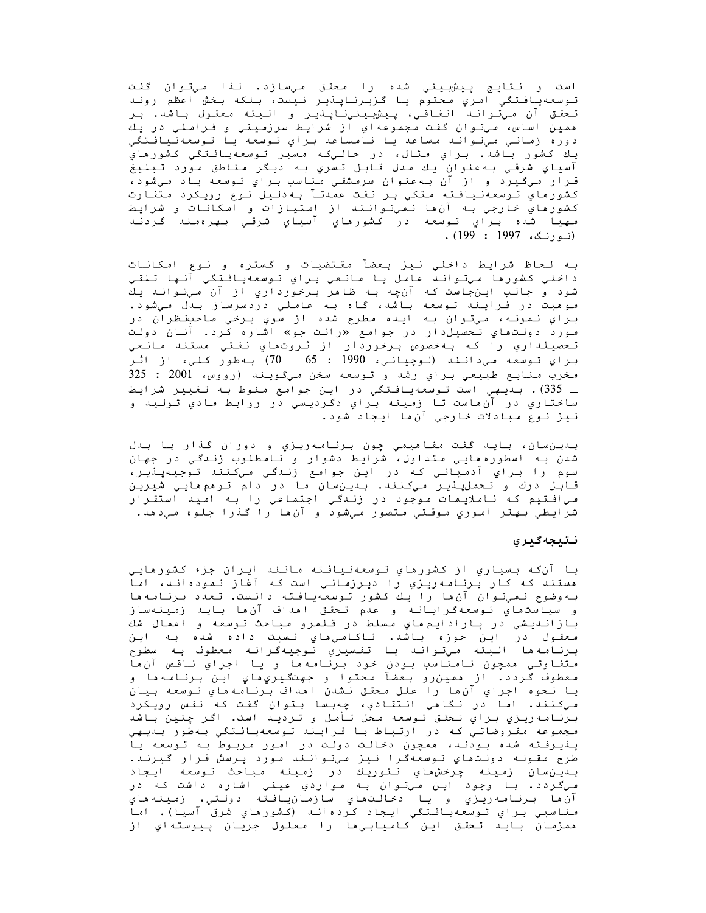است و نتايج پيش‌بيني شده را محقق مي‌سازد. لذا مي‌توان گفت توسعه‌يافتگي امري محتوم يا گزيرناپذير نيست، بلكه بخش اعظم روند تحقق آن مي‌تواند اتفاقي، پيش‌بيني‌ناپذير و البته معقول باشد. بر همين اساس، مي‌توان گفت مجموعه‌اي از شرايط سرزميني و فراملي در يك دوره زماني مي‌تواند مساعد يا نامساعد براي توسعه يا توسعه‌نيافتگي يك كشور باشد. براي مثال، در حالي‌كه مسير توسعه‌يافتگي كشورهاي آسياي شرقي به‌عنوان يك مدل قابل تسري به ديگر مناطق مورد تبليغ قرار مي‌گيرد و از آن به‌عنوان سرمشقي مناسب براي توسعه ياد مي‌شود، كشورهاي توسعه‌نيافته متكي بر نفت عمدتاً به‌دليل نوع رويكرد متفاوت كشورهاي خارجي به آن‌ها نمي‌توانند از امتيازات و امكانات و شرايط مهيا شده براي توسعه در كشورهاي آسياي شرقي بهره‌مند گردند (نورنگ، 1997 : 199).

به لحاظ شرايط داخلي نيز بعضاً مقتضيات و گستره و نوع امكانات داخلي كشورها مي‌تواند عامل يا مانعي براي توسعه‌يافتگي آنها تلقي شود و جالب اين‌جاست كه آنچه به ظاهر برخورداري از آن مي‌تواند يك موهبت در فرايند توسعه باشد، گاه به عاملي دردسرساز بدل مي‌شود. براي نمونه، مي‌توان به ايده مطرح شده از سوي برخي صاحب‌نظران در مورد دولت‌هاي تحصيل‌دار در جوامع «رانت جو» اشاره كرد. آنان دولت تحصيلداري را كه به‌خصوص برخوردار از ثروت‌هاي نفتي هستند مانعي براي توسعه مي‌دانند (لوچياني، 1990 : 65 ــ 70) به‌طور كلي، از اثر مخرب منابع طبيعي براي رشد و توسعه سخن مي‌گويند (رووس، 2001 : 325 ــ 335). بديهي است توسعه‌يافتگي در اين جوامع منوط به تغيير شرايط ساختاري در آن‌هاست تا زمينه براي دگرديسي در روابط مادي توليد و نيز نوع مبادلات خارجي آن‌ها ايجاد شود.

بدين‌سان، بايد گفت مفاهيمي چون برنامه‌ريزي و دوران گذار با بدل شدن به اسطوره‌هايي متداول، شرايط دشوار و نامطلوب زندگي در جهان سوم را براي آدمياني كه در اين جوامع زندگي مي‌كنند توجيه‌پذير، قابل درك و تحمل‌پذير مي‌كنند. بدين‌سان ما در دام توهم‌هايي شيرين مي‌افتيم كه ناملايمات موجود در زندگي اجتماعي را به اميد استقرار شرايطي بهتر اموري موقتي متصور مي‌شود و آن‌ها را گذرا جلوه مي‌دهد.

## نتيجه‌گيري

با آن‌كه بسياري از كشورهاي توسعه‌نيافته مانند ايران جزء كشورهايي هستند كه كار برنامه‌ريزي را ديرزماني است كه آغاز نموده‌اند، اما به‌وضوح نمي‌توان آن‌ها را يك كشور توسعه‌يافته دانست. تعدد برنامه‌ها و سياست‌هاي توسعه‌گرايانه و عدم تحقق اهداف آن‌ها بايد زمينه‌ساز بازانديشي در پارادايم‌هاي مسلط در قلمرو مباحث توسعه و اعمال شك معقول در اين حوزه باشد. ناكامي‌هاي نسبت داده شده به اين برنامه‌ها البته مي‌تواند با تفسيري توجيه‌گرانه معطوف به سطوح متفاوتي همچون نامناسب بودن خود برنامه‌ها و يا اجراي ناقص آن‌ها معطوف گردد. از همين‌رو بعضاً محتوا و جهت‌گيري‌هاي اين برنامه‌ها و يا نحوه اجراي آن‌ها را علل محقق نشدن اهداف برنامه‌هاي توسعه بيان مي‌كنند. اما در نگاهي انتقادي، چه‌بسا بتوان گفت كه نفس رويكرد برنامه‌ريزي براي تحقق توسعه محل تأمل و ترديد است. اگر چنين باشد مجموعه مفروضاتي كه در ارتباط با فرايند توسعه‌يافتگي به‌طور بديهي پذيرفته شده بودند، همچون دخالت دولت در امور مربوط به توسعه يا طرح مقوله دولت‌هاي توسعه‌گرا نيز مي‌توانند مورد پرسش قرار گيرند. بدين‌سان زمينه چرخش‌هاي تئوريك در زمينه مباحث توسعه ايجاد مي‌گردد. با وجود اين مي‌توان به مواردي عيني اشاره داشت كه در آن‌ها برنامه‌ريزي و يا دخالت‌هاي سازمان‌يافته دولتي، زمينه‌هاي مناسبي براي توسعه‌يافتگي ايجاد كرده‌اند (كشورهاي شرق آسيا). اما همزمان بايد تحقق اين كاميابي‌ها را معلول جريان پيوسته‌اي از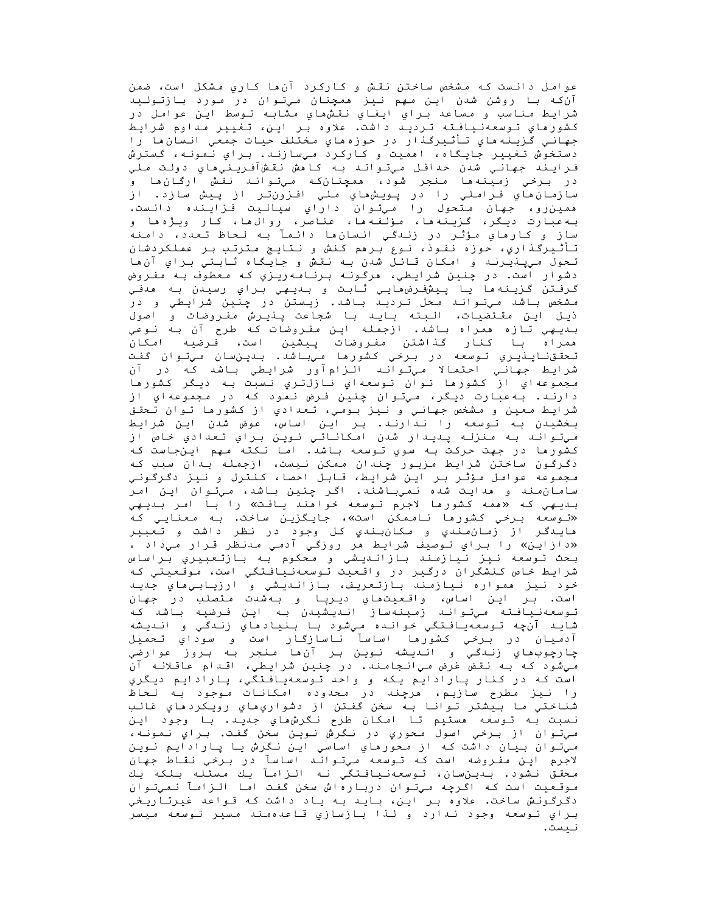عوامل دانست كه مشخص ساختن نقش و كاركرد آن‌ها كاري مشكل است، ضمن آن‌كه با روشن شدن اين مهم نيز همچنان مي‌توان در مورد بازتوليد شرايط مناسب و مساعد براي ايفاي نقش‌هاي مشابه توسط اين عوامل در كشورهاي توسعه‌نيافته ترديد داشت. علاوه بر اين، تغيير مداوم شرايط جهاني گزينه‌هاي تأثيرگذار در حوزه‌هاي مختلف حيات جمعي انسان‌ها را دستخوش تغيير جايگاه، اهميت و كاركرد مي‌سازند. براي نمونه، گسترش فرايند جهاني شدن حداقل مي‌تواند به كاهش نقش‌آفريني‌هاي دولت ملي در برخي زمينه‌ها منجر شود، همچنان‌كه مي‌تواند نقش ارگان‌ها و سازمان‌هاي فراملي را در پويش‌هاي ملي افزون‌تر از پيش سازد. از همين‌رو، جهان متحول را مي‌توان داراي سياليت فزاينده دانست. به‌عبارت ديگر، گزينه‌ها، مؤلفه‌ها، عناصر، روال‌ها، كار ويژه‌ها و ساز و كارهاي مؤثر در زندگي انسان‌ها دائماً به لحاظ تعدد، دامنه تأثيرگذاري، حوزه نفوذ، نوع برهم كنش و نتايج مترتب بر عملكردشان تحول مي‌پذيرند و امكان قائل شدن به نقش و جايگاه ثابتي براي آن‌ها دشوار است. در چنين شرايطي، هرگونه برنامه‌ريزي كه معطوف به مفروض گرفتن گزينه‌ها يا پيش‌فرض‌هايي ثابت و بديهي براي رسيدن به هدفي مشخص باشد مي‌تواند محل ترديد باشد. زيستن در چنين شرايطي و در ذيل اين مقتضيات، البته بايد با شجاعت پذيرش مفروضات و اصول بديهي تازه همراه باشد. ازجمله اين مفروضات كه طرح آن به نوعي همراه با كنار گذاشتن مفروضات پيشين است، فرضيه امكان تحقق‌ناپذيري توسعه در برخي كشورها مي‌باشد. بدين‌سان مي‌توان گفت شرايط جهاني احتمالا مي‌تواند الزام‌آور شرايطي باشد كه در آن مجموعه‌اي از كشورها توان توسعه‌اي نازل‌تري نسبت به ديگر كشورها دارند. به‌عبارت ديگر، مي‌توان چنين فرض نمود كه در مجموعه‌اي از شرايط معين و مشخص جهاني و نيز بومي، تعدادي از كشورها توان تحقق بخشيدن به توسعه را ندارند. بر اين اساس، عوض شدن اين شرايط مي‌تواند به منزله پديدار شدن امكاناتي نوين براي تعدادي خاص از كشورها در جهت حركت به سوي توسعه باشد. اما نكته مهم اين‌جاست كه دگرگون ساختن شرايط مزبور چندان ممكن نيست، ازجمله بدان سبب كه مجموعه عوامل مؤثر بر اين شرايط، قابل احصا، كنترل و نيز دگرگوني سامان‌مند و هدايت شده نمي‌باشند. اگر چنين باشد، مي‌توان اين امر بديهي كه «همه كشورها لاجرم توسعه خواهند يافت» را با امر بديهي «توسعه برخي كشورها ناممكن است»، جايگزين ساخت. به معنايي كه هايدگر از زمان‌مندي و مكان‌بندي كل وجود در نظر داشت و تعبير «دازاين» را براي توصيف شرايط هر روزگي آدمي مدنظر قرار مي‌داد، بحث توسعه نيز نيازمند بازانديشي و محكوم به بازتعبيري براساس شرايط خاص كنشگران درگير در واقعيت توسعه‌نيافتگي است، موقعيتي كه خود نيز همواره نيازمند بازتعريف، بازانديشي و ارزيابي‌هاي جديد است. بر اين اساس، واقعيت‌هاي ديرپا و به‌شدت متصلب در جهان توسعه‌نيافته مي‌تواند زمينه‌ساز انديشيدن به اين فرضيه باشد كه شايد آن‌چه توسعه‌يافتگي خوانده مي‌شود با بنيادهاي زندگي و انديشه آدميان در برخي كشورها اساساً ناسازگار است و سوداي تحميل چارچوب‌هاي زندگي و انديشه نوين بر آن‌ها منجر به بروز عوارضي مي‌شود كه به نقض غرض مي‌انجامند. در چنين شرايطي، اقدام عاقلانه آن است كه در كنار پارادايم يكه و واحد توسعه‌يافتگي، پارادايم ديگري را نيز مطرح سازيم، هرچند در محدوده امكانات موجود به لحاظ شناختي ما بيشتر توانا به سخن گفتن از دشواري‌هاي رويكردهاي غالب نسبت به توسعه هستيم تا امكان طرح نگرش‌هاي جديد. با وجود اين مي‌توان از برخي اصول محوري در نگرش نوين سخن گفت. براي نمونه، مي‌توان بيان داشت كه از محورهاي اساسي اين نگرش يا پارادايم نوين لاجرم اين مفروضه است كه توسعه مي‌تواند اساساً در برخي نقاط جهان محقق نشود. بدين‌سان، توسعه‌نيافتگي نه الزاماً يك مسئله بلكه يك موقعيت است كه اگرچه مي‌توان درباره‌اش سخن گفت اما الزاماً نمي‌توان دگرگونش ساخت. علاوه بر اين، بايد به ياد داشت كه قواعد غيرتاريخي براي توسعه وجود ندارد و لذا بازسازي قاعده‌مند مسير توسعه ميسر نيست.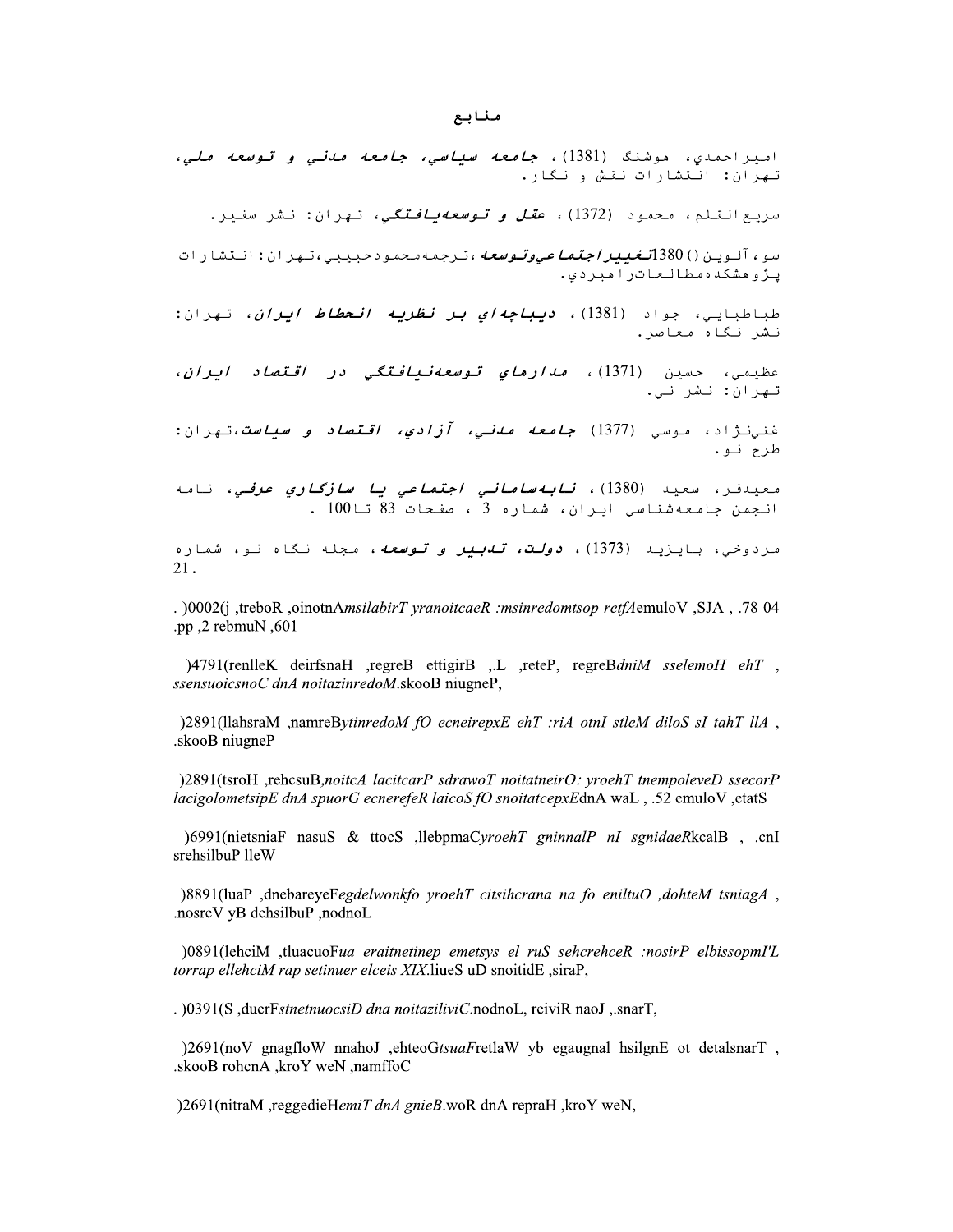# منابع

اميراحمدي، هوشنگ (1381)، ***جامعه سياسي، جامعه مدني و توسعه ملي***، تهران: انتشارات نقش و نگار.

سريع‌القلم، محمود (1372)، ***عقل و توسعه‌يافتگي***، تهران: نشر سفير.

سو، آلوين () 1380***تغييراجتماعي‌وتوسعه***،ترجمه‌محمودحبيبي،تهران:انتشارات پژوهشكده‌مطالعات‌راهبردي.

طباطبايي، جواد (1381)، ***ديباچه‌اي بر نظريه انحطاط ايران***، تهران: نشر نگاه معاصر.

عظيمي، حسين (1371)، ***مدارهاي توسعه‌نيافتگي در اقتصاد ايران***، تهران: نشر ني.

غني‌نژاد، موسي (1377) ***جامعه مدني، آزادي، اقتصاد و سياست***،تهران: طرح نو.

معيدفر، سعيد (1380)، ***نابه‌ساماني اجتماعي يا سازگاري عرفي***، نامه انجمن جامعه‌شناسي ايران، شماره 3 ، صفحات 83 تا 100 .

مردوخي، بايزيد (1373)، ***دولت، تدبير و توسعه***، مجله نگاه نو، شماره 21.

. )0002(j ,treboR ,oinotnA*msilabirT yranoitcaeR :msinredomtsop retfA*emuloV ,SJA , .78-04 .pp ,2 rebmuN ,601

)4791(renlleK deirfsnaH ,regreB ettigirB ,.L ,reteP, regreB*dniM sselemoH ehT , ssensuoicsnoC dnA noitazinredoM*.skooB niugneP,

)2891(llahsraM ,namreB*ytinredoM fO ecneirepxE ehT :riA otnI stleM diloS sI tahT llA* , .skooB niugneP

)2891(tsroH ,rehcsuB*,noitcA lacitcarP sdrawoT noitatneirO: yroehT tnempoleveD ssecorP lacigolometsipE dnA spuorG ecnerefeR laicoS fO snoitatcepxE*dnA waL , .52 emuloV ,etatS

)6991(nietsniaF nasuS & ttocS ,llebpmaC*yroehT gninnalP nI sgnidaeR*kcalB , .cnI srehsilbuP lleW

)8891(luaP ,dnebareyeF*egdelwonkfo yroehT citsihcrana na fo eniltuO ,dohteM tsniagA* , .nosreV yB dehsilbuP ,nodnoL

)0891(lehciM ,tluacuoF*ua eraitnetinep emetsys el ruS sehcrehceR :nosirP elbissopmI'L torrap ellehciM rap setinuer elceis XIX*.liueS uD snoitidE ,siraP,

. )0391(S ,duerF*stnetnuocsiD dna noitaziliviC*.nodnoL, reiviR naoJ ,.snarT,

)2691(noV gnagfloW nnahoJ ,ehteoG*tsuaF*retlaW yb egaugnal hsilgnE ot detalsnarT , .skooB rohcnA ,kroY weN ,namffoC

)2691(nitraM ,reggedieH*emiT dnA gnieB*.woR dnA repraH ,kroY weN,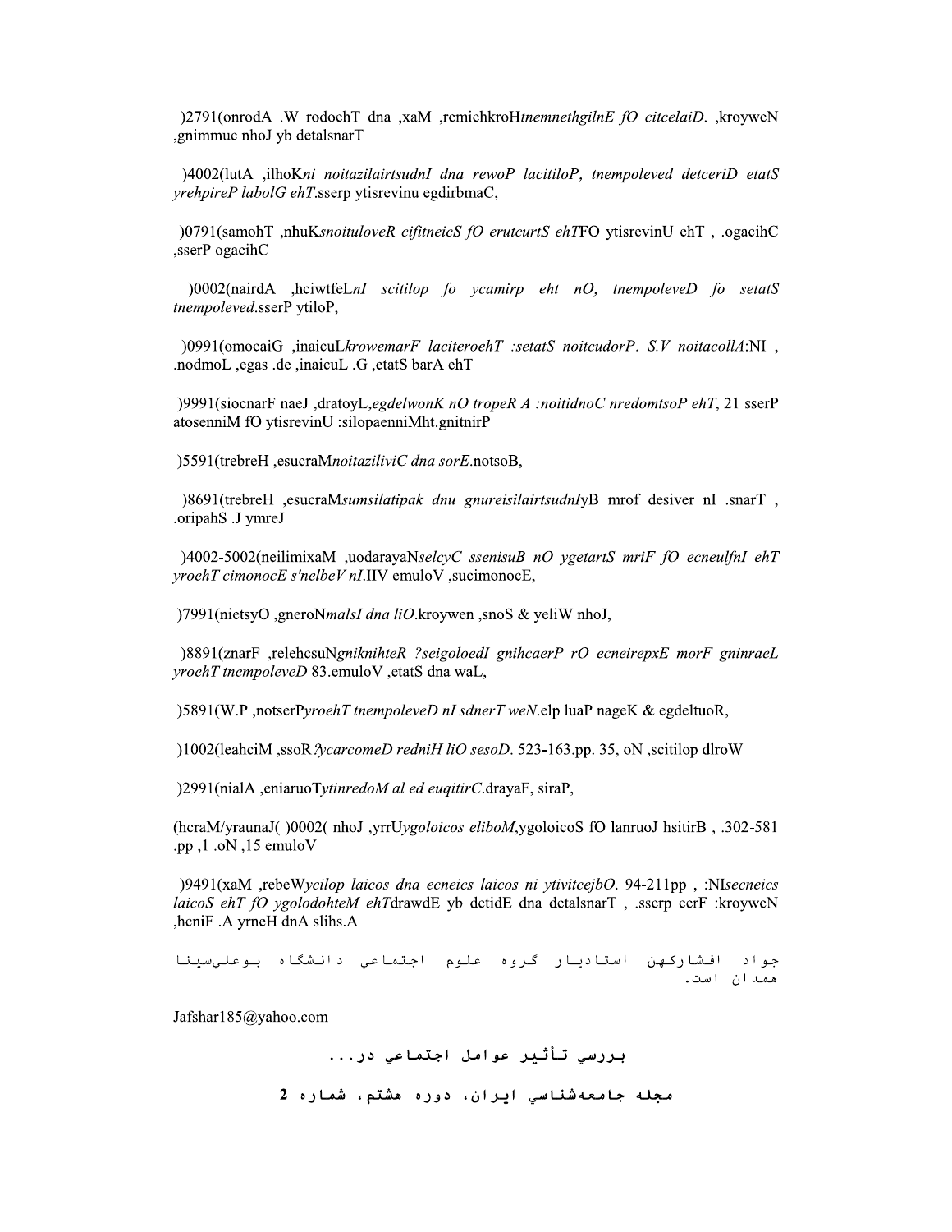)2791(onrodA .W rodoehT dna ,xaM ,remiehkroH*tnemnethgilnE fO citcelaiD.* ,kroyweN ,gnimmuc nhoJ yb detalsnarT

)4002(lutA ,ilhoK*ni noitazilairtsudnI dna rewoP lacitiloP, tnempoleved detceriD etatS yrehpireP labolG ehT.*sserp ytisrevinu egdirbmaC,

)0791(samohT ,nhuK*snoituloveR cifitneicS fO erutcurtS ehT*FO ytisrevinU ehT , .ogacihC ,sserP ogacihC

)0002(nairdA ,hciwtfeL*nI scitilop fo ycamirp eht nO, tnempoleveD fo setatS tnempoleved.*sserP ytiloP,

)0991(omocaiG ,inaicuL*krowemarF laciteroehT :setatS noitcudorP. S.V noitacollA*:NI , .nodmoL ,egas .de ,inaicuL .G ,etatS barA ehT

)9991(siocnarF naeJ ,dratoyL*,egdelwonK nO tropeR A :noitidnoC nredomtsoP ehT*, 21 sserP atosenniM fO ytisrevinU :silopaenniMht.gnitnirP

)5591(trebreH ,esucraM*noitaziliviC dna sorE*.notsoB,

)8691(trebreH ,esucraM*sumsilatipak dnu gnureisilairtsudnI*yB mrof desiver nI .snarT , .oripahS .J ymreJ

)4002-5002(neilimixaM ,uodarayaN*selcyC ssenisuB nO ygetartS mriF fO ecneulfnI ehT yroehT cimonocE s'nelbeV nI*.IIV emuloV ,sucimonocE,

)7991(nietsyO ,gneroN*malsI dna liO*.kroywen ,snoS & yeliW nhoJ,

)8891(znarF ,relehcsuN*gniknihteR ?seigoloedI gnihcaerP rO ecneirepxE morF gninraeL yroehT tnempoleveD* 83.emuloV ,etatS dna waL,

)5891(W.P ,notserP*yroehT tnempoleveD nI sdnerT weN*.elp luaP nageK & egdeltuoR,

)1002(leahciM ,ssoR*?ycarcomeD redniH liO sesoD*. 523-163.pp. 35, oN ,scitilop dlroW

)2991(nialA ,eniaruoT*ytinredoM al ed euqitirC*.drayaF, siraP,

(hcraM/yrauna J( )0002( nhoJ ,yrrU*ygoloicos eliboM*,ygoloicoS fO lanruoJ hsitirB , .302-581 .pp ,1 .oN ,15 emuloV

)9491(xaM ,rebeW*ycilop laicos dna ecneics laicos ni ytivitcejbO*. 94-211pp , :NI*secneics laicoS ehT fO ygolodohteM ehT*drawdE yb detidE dna detalsnarT , .sserp eerF :kroyweN ,hcniF .A yrneH dnA slihs.A

جواد افشاركهن استاديار گروه علوم اجتماعي دانشگاه بوعلي‌سينا همدان است.

Jafshar185@yahoo.com